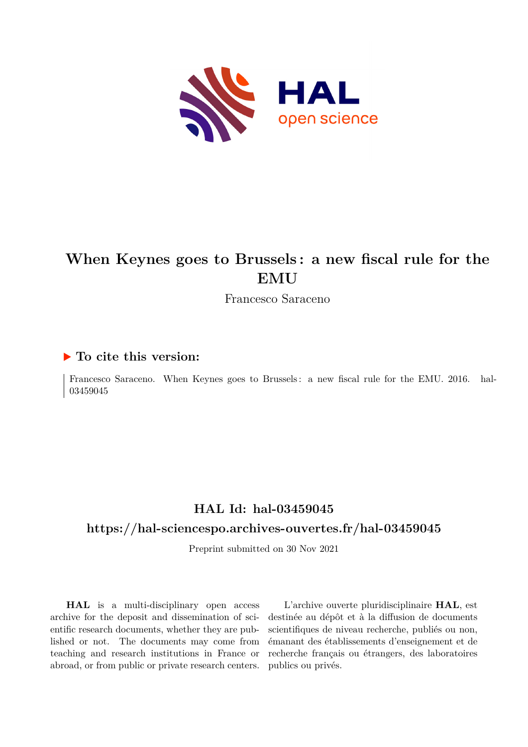# When Keynes goes to Brussels : a new fiscal rule for the EMU

Francesco Saraceno

## ▶ To cite this version:

Francesco Saraceno. When Keynes goes to Brussels : a new fiscal rule for the EMU. 2016. hal-03459045

## HAL Id: hal-03459045

## https://hal-sciencespo.archives-ouvertes.fr/hal-03459045

Preprint submitted on 30 Nov 2021

**HAL** is a multi-disciplinary open access archive for the deposit and dissemination of scientific research documents, whether they are published or not. The documents may come from teaching and research institutions in France or abroad, or from public or private research centers.

L'archive ouverte pluridisciplinaire **HAL**, est destinée au dépôt et à la diffusion de documents scientifiques de niveau recherche, publiés ou non, émanant des établissements d'enseignement et de recherche français ou étrangers, des laboratoires publics ou privés.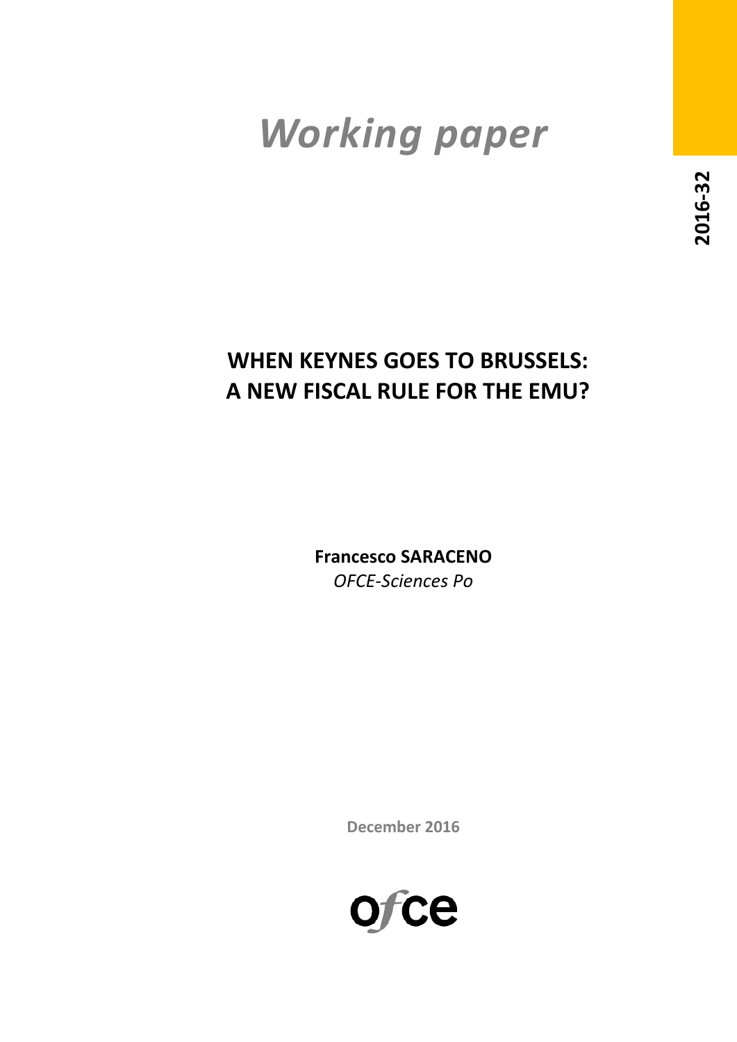# Working paper

2016-32

# WHEN KEYNES GOES TO BRUSSELS: A NEW FISCAL RULE FOR THE EMU?

**Francesco SARACENO**
*OFCE-Sciences Po*

**December 2016**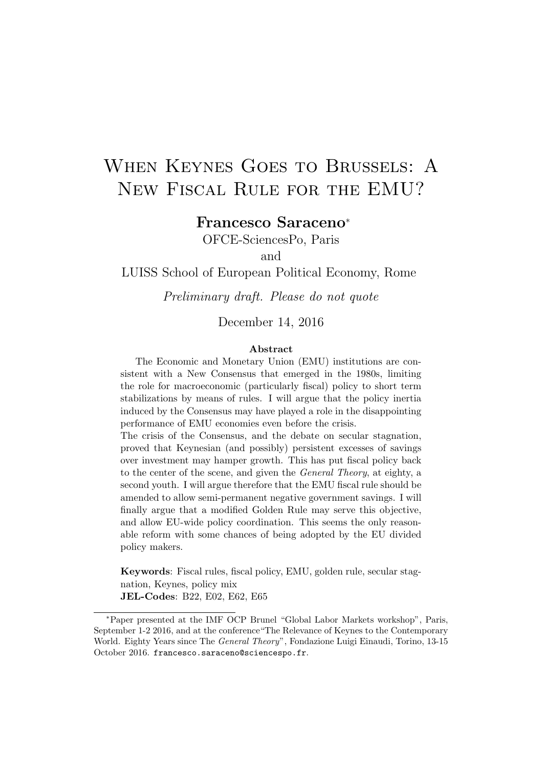# When Keynes Goes to Brussels: A New Fiscal Rule for the EMU?

**Francesco Saraceno***

OFCE-SciencesPo, Paris

and

LUISS School of European Political Economy, Rome

*Preliminary draft. Please do not quote*

December 14, 2016

**Abstract**

The Economic and Monetary Union (EMU) institutions are consistent with a New Consensus that emerged in the 1980s, limiting the role for macroeconomic (particularly fiscal) policy to short term stabilizations by means of rules. I will argue that the policy inertia induced by the Consensus may have played a role in the disappointing performance of EMU economies even before the crisis.

The crisis of the Consensus, and the debate on secular stagnation, proved that Keynesian (and possibly) persistent excesses of savings over investment may hamper growth. This has put fiscal policy back to the center of the scene, and given the *General Theory*, at eighty, a second youth. I will argue therefore that the EMU fiscal rule should be amended to allow semi-permanent negative government savings. I will finally argue that a modified Golden Rule may serve this objective, and allow EU-wide policy coordination. This seems the only reasonable reform with some chances of being adopted by the EU divided policy makers.

**Keywords**: Fiscal rules, fiscal policy, EMU, golden rule, secular stagnation, Keynes, policy mix

**JEL-Codes**: B22, E02, E62, E65

---

*Paper presented at the IMF OCP Brunel "Global Labor Markets workshop", Paris, September 1-2 2016, and at the conference"The Relevance of Keynes to the Contemporary World. Eighty Years since The *General Theory*", Fondazione Luigi Einaudi, Torino, 13-15 October 2016. francesco.saraceno@sciencespo.fr.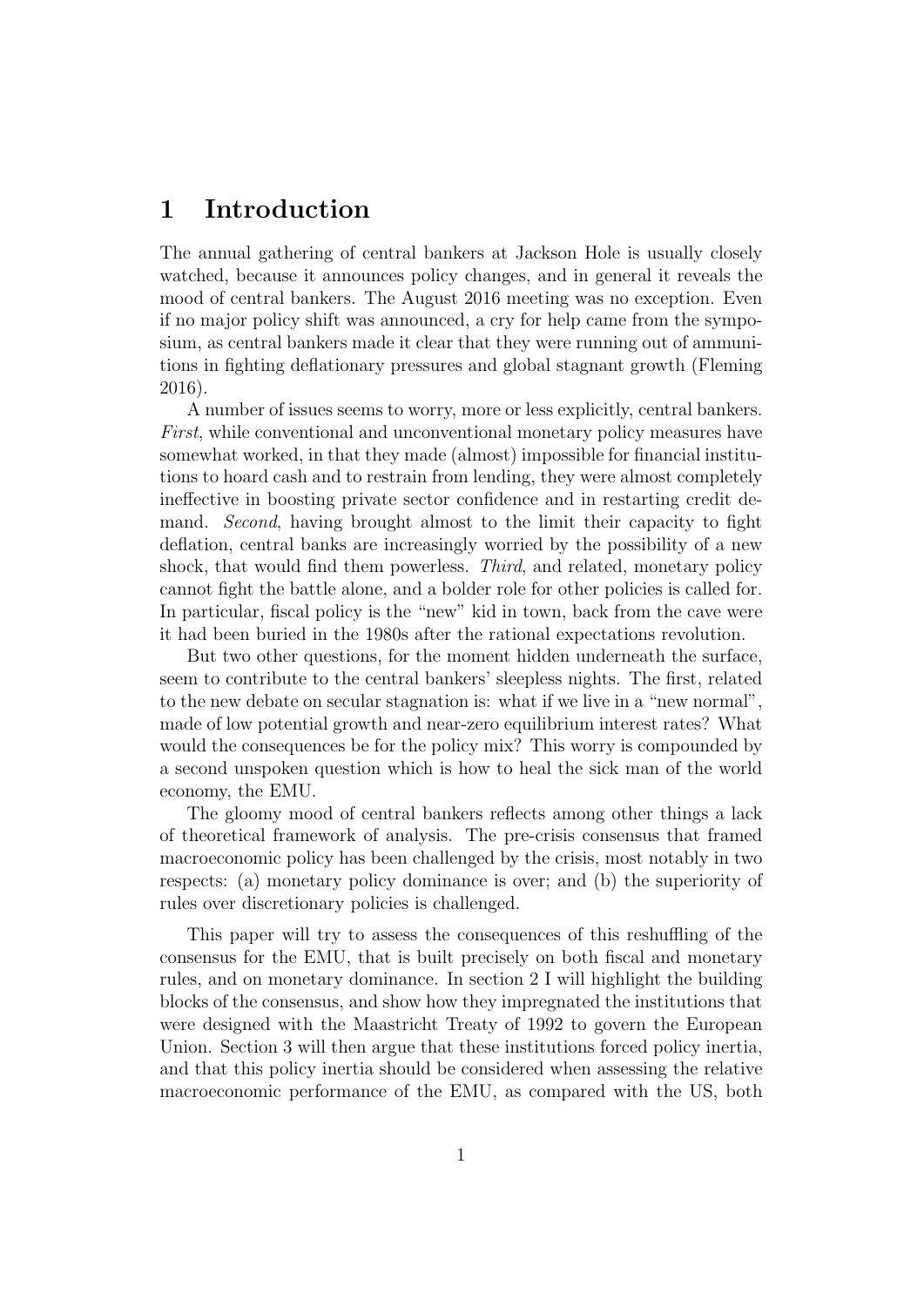# 1 Introduction

The annual gathering of central bankers at Jackson Hole is usually closely watched, because it announces policy changes, and in general it reveals the mood of central bankers. The August 2016 meeting was no exception. Even if no major policy shift was announced, a cry for help came from the symposium, as central bankers made it clear that they were running out of ammunitions in fighting deflationary pressures and global stagnant growth (Fleming 2016).

A number of issues seems to worry, more or less explicitly, central bankers. *First*, while conventional and unconventional monetary policy measures have somewhat worked, in that they made (almost) impossible for financial institutions to hoard cash and to restrain from lending, they were almost completely ineffective in boosting private sector confidence and in restarting credit demand. *Second*, having brought almost to the limit their capacity to fight deflation, central banks are increasingly worried by the possibility of a new shock, that would find them powerless. *Third*, and related, monetary policy cannot fight the battle alone, and a bolder role for other policies is called for. In particular, fiscal policy is the "new" kid in town, back from the cave were it had been buried in the 1980s after the rational expectations revolution.

But two other questions, for the moment hidden underneath the surface, seem to contribute to the central bankers' sleepless nights. The first, related to the new debate on secular stagnation is: what if we live in a "new normal", made of low potential growth and near-zero equilibrium interest rates? What would the consequences be for the policy mix? This worry is compounded by a second unspoken question which is how to heal the sick man of the world economy, the EMU.

The gloomy mood of central bankers reflects among other things a lack of theoretical framework of analysis. The pre-crisis consensus that framed macroeconomic policy has been challenged by the crisis, most notably in two respects: (a) monetary policy dominance is over; and (b) the superiority of rules over discretionary policies is challenged.

This paper will try to assess the consequences of this reshuffling of the consensus for the EMU, that is built precisely on both fiscal and monetary rules, and on monetary dominance. In section 2 I will highlight the building blocks of the consensus, and show how they impregnated the institutions that were designed with the Maastricht Treaty of 1992 to govern the European Union. Section 3 will then argue that these institutions forced policy inertia, and that this policy inertia should be considered when assessing the relative macroeconomic performance of the EMU, as compared with the US, both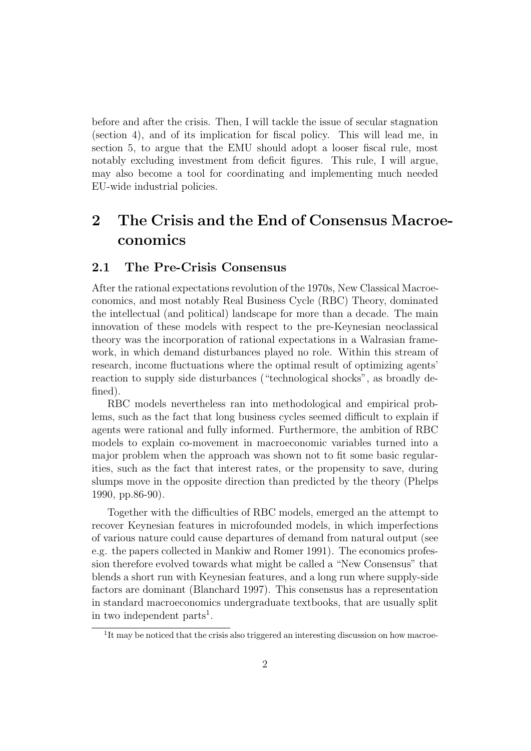before and after the crisis. Then, I will tackle the issue of secular stagnation (section 4), and of its implication for fiscal policy. This will lead me, in section 5, to argue that the EMU should adopt a looser fiscal rule, most notably excluding investment from deficit figures. This rule, I will argue, may also become a tool for coordinating and implementing much needed EU-wide industrial policies.

# 2 The Crisis and the End of Consensus Macroeconomics

## 2.1 The Pre-Crisis Consensus

After the rational expectations revolution of the 1970s, New Classical Macroeconomics, and most notably Real Business Cycle (RBC) Theory, dominated the intellectual (and political) landscape for more than a decade. The main innovation of these models with respect to the pre-Keynesian neoclassical theory was the incorporation of rational expectations in a Walrasian framework, in which demand disturbances played no role. Within this stream of research, income fluctuations where the optimal result of optimizing agents' reaction to supply side disturbances ("technological shocks", as broadly defined).

RBC models nevertheless ran into methodological and empirical problems, such as the fact that long business cycles seemed difficult to explain if agents were rational and fully informed. Furthermore, the ambition of RBC models to explain co-movement in macroeconomic variables turned into a major problem when the approach was shown not to fit some basic regularities, such as the fact that interest rates, or the propensity to save, during slumps move in the opposite direction than predicted by the theory (Phelps 1990, pp.86-90).

Together with the difficulties of RBC models, emerged an the attempt to recover Keynesian features in microfounded models, in which imperfections of various nature could cause departures of demand from natural output (see e.g. the papers collected in Mankiw and Romer 1991). The economics profession therefore evolved towards what might be called a "New Consensus" that blends a short run with Keynesian features, and a long run where supply-side factors are dominant (Blanchard 1997). This consensus has a representation in standard macroeconomics undergraduate textbooks, that are usually split in two independent parts[1].

[1]It may be noticed that the crisis also triggered an interesting discussion on how macroe-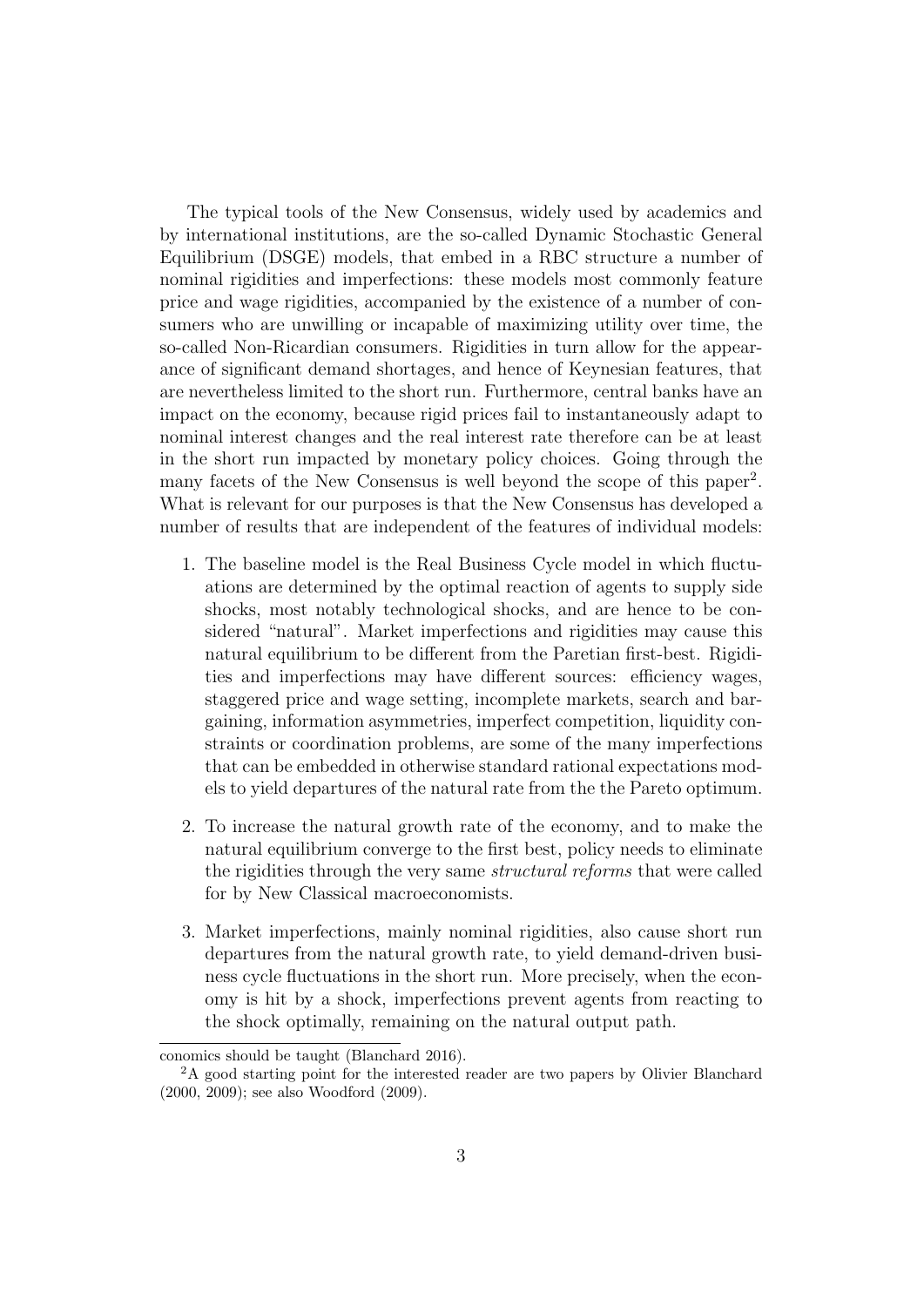The typical tools of the New Consensus, widely used by academics and by international institutions, are the so-called Dynamic Stochastic General Equilibrium (DSGE) models, that embed in a RBC structure a number of nominal rigidities and imperfections: these models most commonly feature price and wage rigidities, accompanied by the existence of a number of consumers who are unwilling or incapable of maximizing utility over time, the so-called Non-Ricardian consumers. Rigidities in turn allow for the appearance of significant demand shortages, and hence of Keynesian features, that are nevertheless limited to the short run. Furthermore, central banks have an impact on the economy, because rigid prices fail to instantaneously adapt to nominal interest changes and the real interest rate therefore can be at least in the short run impacted by monetary policy choices. Going through the many facets of the New Consensus is well beyond the scope of this paper[2]. What is relevant for our purposes is that the New Consensus has developed a number of results that are independent of the features of individual models:

1. The baseline model is the Real Business Cycle model in which fluctuations are determined by the optimal reaction of agents to supply side shocks, most notably technological shocks, and are hence to be considered "natural". Market imperfections and rigidities may cause this natural equilibrium to be different from the Paretian first-best. Rigidities and imperfections may have different sources: efficiency wages, staggered price and wage setting, incomplete markets, search and bargaining, information asymmetries, imperfect competition, liquidity constraints or coordination problems, are some of the many imperfections that can be embedded in otherwise standard rational expectations models to yield departures of the natural rate from the the Pareto optimum.

2. To increase the natural growth rate of the economy, and to make the natural equilibrium converge to the first best, policy needs to eliminate the rigidities through the very same *structural reforms* that were called for by New Classical macroeconomists.

3. Market imperfections, mainly nominal rigidities, also cause short run departures from the natural growth rate, to yield demand-driven business cycle fluctuations in the short run. More precisely, when the economy is hit by a shock, imperfections prevent agents from reacting to the shock optimally, remaining on the natural output path.

conomics should be taught (Blanchard 2016).

[2] A good starting point for the interested reader are two papers by Olivier Blanchard (2000, 2009); see also Woodford (2009).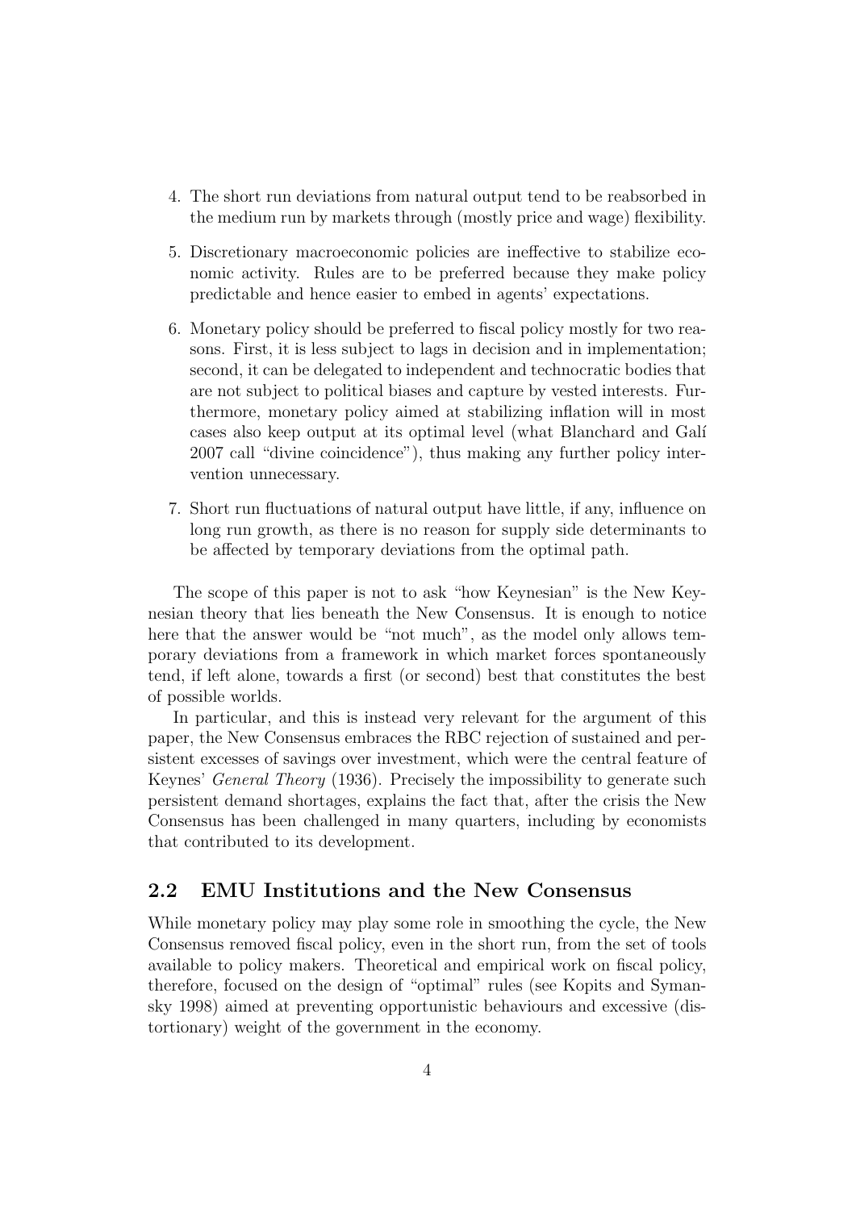4. The short run deviations from natural output tend to be reabsorbed in the medium run by markets through (mostly price and wage) flexibility.

5. Discretionary macroeconomic policies are ineffective to stabilize economic activity. Rules are to be preferred because they make policy predictable and hence easier to embed in agents' expectations.

6. Monetary policy should be preferred to fiscal policy mostly for two reasons. First, it is less subject to lags in decision and in implementation; second, it can be delegated to independent and technocratic bodies that are not subject to political biases and capture by vested interests. Furthermore, monetary policy aimed at stabilizing inflation will in most cases also keep output at its optimal level (what Blanchard and Galí 2007 call "divine coincidence"), thus making any further policy intervention unnecessary.

7. Short run fluctuations of natural output have little, if any, influence on long run growth, as there is no reason for supply side determinants to be affected by temporary deviations from the optimal path.

The scope of this paper is not to ask "how Keynesian" is the New Keynesian theory that lies beneath the New Consensus. It is enough to notice here that the answer would be "not much", as the model only allows temporary deviations from a framework in which market forces spontaneously tend, if left alone, towards a first (or second) best that constitutes the best of possible worlds.

In particular, and this is instead very relevant for the argument of this paper, the New Consensus embraces the RBC rejection of sustained and persistent excesses of savings over investment, which were the central feature of Keynes' *General Theory* (1936). Precisely the impossibility to generate such persistent demand shortages, explains the fact that, after the crisis the New Consensus has been challenged in many quarters, including by economists that contributed to its development.

## 2.2 EMU Institutions and the New Consensus

While monetary policy may play some role in smoothing the cycle, the New Consensus removed fiscal policy, even in the short run, from the set of tools available to policy makers. Theoretical and empirical work on fiscal policy, therefore, focused on the design of "optimal" rules (see Kopits and Symansky 1998) aimed at preventing opportunistic behaviours and excessive (distortionary) weight of the government in the economy.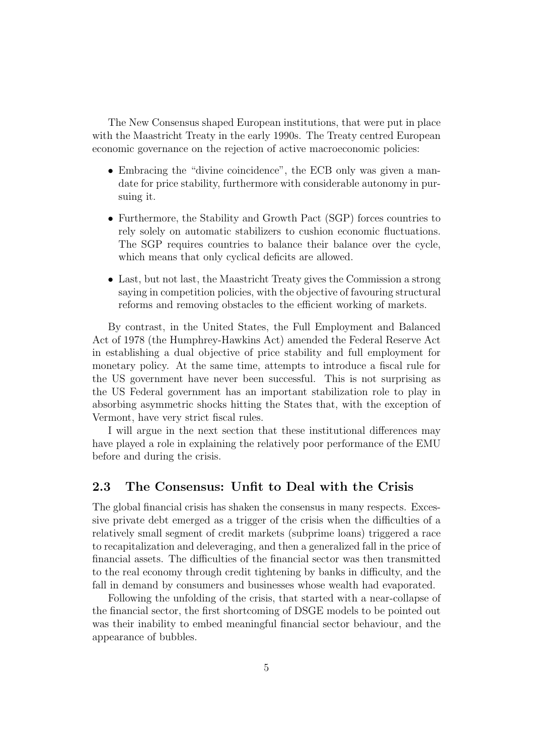The New Consensus shaped European institutions, that were put in place with the Maastricht Treaty in the early 1990s. The Treaty centred European economic governance on the rejection of active macroeconomic policies:

- Embracing the "divine coincidence", the ECB only was given a mandate for price stability, furthermore with considerable autonomy in pursuing it.
- Furthermore, the Stability and Growth Pact (SGP) forces countries to rely solely on automatic stabilizers to cushion economic fluctuations. The SGP requires countries to balance their balance over the cycle, which means that only cyclical deficits are allowed.
- Last, but not last, the Maastricht Treaty gives the Commission a strong saying in competition policies, with the objective of favouring structural reforms and removing obstacles to the efficient working of markets.

By contrast, in the United States, the Full Employment and Balanced Act of 1978 (the Humphrey-Hawkins Act) amended the Federal Reserve Act in establishing a dual objective of price stability and full employment for monetary policy. At the same time, attempts to introduce a fiscal rule for the US government have never been successful. This is not surprising as the US Federal government has an important stabilization role to play in absorbing asymmetric shocks hitting the States that, with the exception of Vermont, have very strict fiscal rules.

I will argue in the next section that these institutional differences may have played a role in explaining the relatively poor performance of the EMU before and during the crisis.

## 2.3 The Consensus: Unfit to Deal with the Crisis

The global financial crisis has shaken the consensus in many respects. Excessive private debt emerged as a trigger of the crisis when the difficulties of a relatively small segment of credit markets (subprime loans) triggered a race to recapitalization and deleveraging, and then a generalized fall in the price of financial assets. The difficulties of the financial sector was then transmitted to the real economy through credit tightening by banks in difficulty, and the fall in demand by consumers and businesses whose wealth had evaporated.

Following the unfolding of the crisis, that started with a near-collapse of the financial sector, the first shortcoming of DSGE models to be pointed out was their inability to embed meaningful financial sector behaviour, and the appearance of bubbles.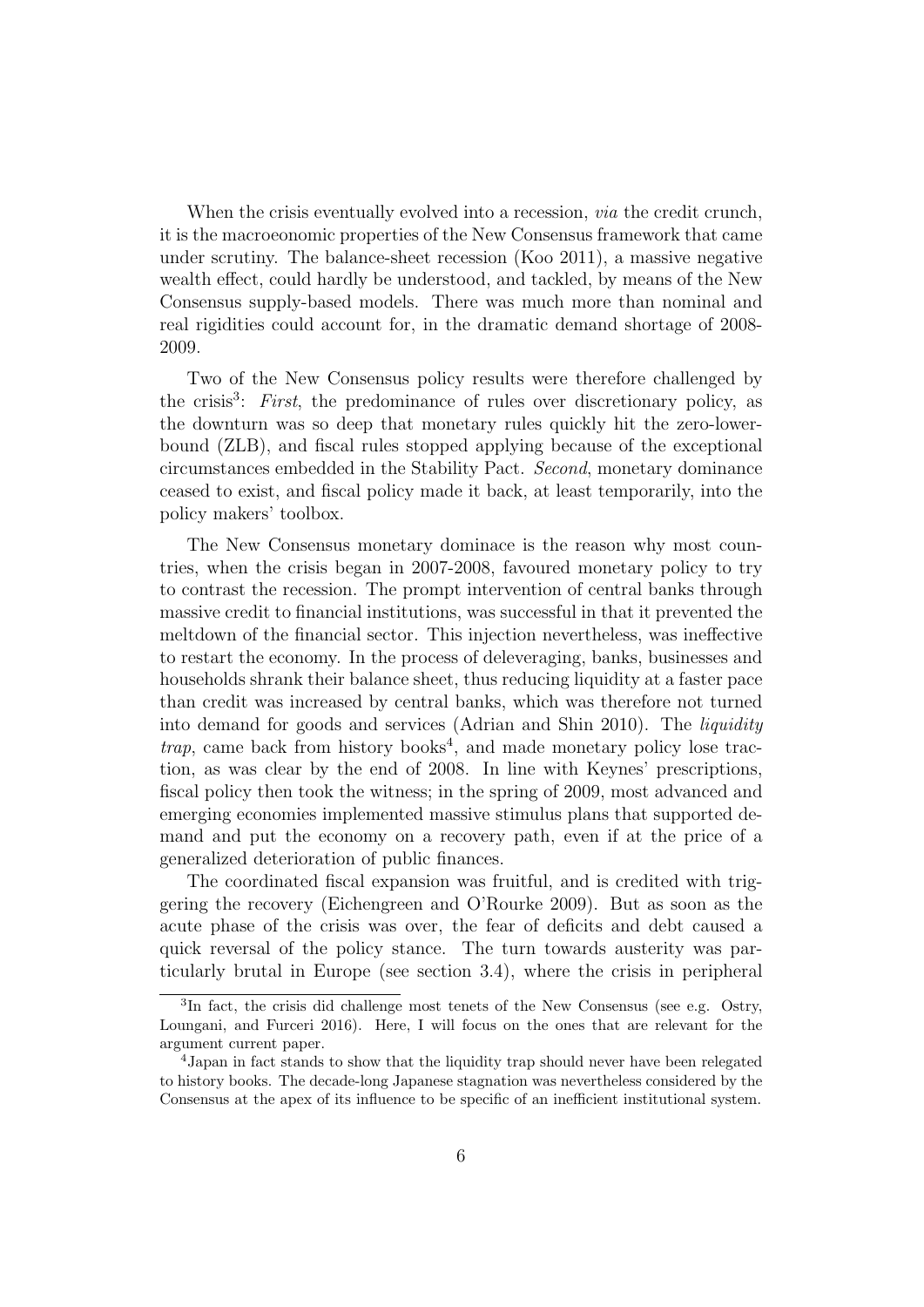When the crisis eventually evolved into a recession, *via* the credit crunch, it is the macroeconomic properties of the New Consensus framework that came under scrutiny. The balance-sheet recession (Koo 2011), a massive negative wealth effect, could hardly be understood, and tackled, by means of the New Consensus supply-based models. There was much more than nominal and real rigidities could account for, in the dramatic demand shortage of 2008-2009.

Two of the New Consensus policy results were therefore challenged by the crisis[3]: *First*, the predominance of rules over discretionary policy, as the downturn was so deep that monetary rules quickly hit the zero-lower-bound (ZLB), and fiscal rules stopped applying because of the exceptional circumstances embedded in the Stability Pact. *Second*, monetary dominance ceased to exist, and fiscal policy made it back, at least temporarily, into the policy makers' toolbox.

The New Consensus monetary dominace is the reason why most countries, when the crisis began in 2007-2008, favoured monetary policy to try to contrast the recession. The prompt intervention of central banks through massive credit to financial institutions, was successful in that it prevented the meltdown of the financial sector. This injection nevertheless, was ineffective to restart the economy. In the process of deleveraging, banks, businesses and households shrank their balance sheet, thus reducing liquidity at a faster pace than credit was increased by central banks, which was therefore not turned into demand for goods and services (Adrian and Shin 2010). The *liquidity trap*, came back from history books[4], and made monetary policy lose traction, as was clear by the end of 2008. In line with Keynes' prescriptions, fiscal policy then took the witness; in the spring of 2009, most advanced and emerging economies implemented massive stimulus plans that supported demand and put the economy on a recovery path, even if at the price of a generalized deterioration of public finances.

The coordinated fiscal expansion was fruitful, and is credited with triggering the recovery (Eichengreen and O'Rourke 2009). But as soon as the acute phase of the crisis was over, the fear of deficits and debt caused a quick reversal of the policy stance. The turn towards austerity was particularly brutal in Europe (see section 3.4), where the crisis in peripheral

[3] In fact, the crisis did challenge most tenets of the New Consensus (see e.g. Ostry, Loungani, and Furceri 2016). Here, I will focus on the ones that are relevant for the argument current paper.

[4] Japan in fact stands to show that the liquidity trap should never have been relegated to history books. The decade-long Japanese stagnation was nevertheless considered by the Consensus at the apex of its influence to be specific of an inefficient institutional system.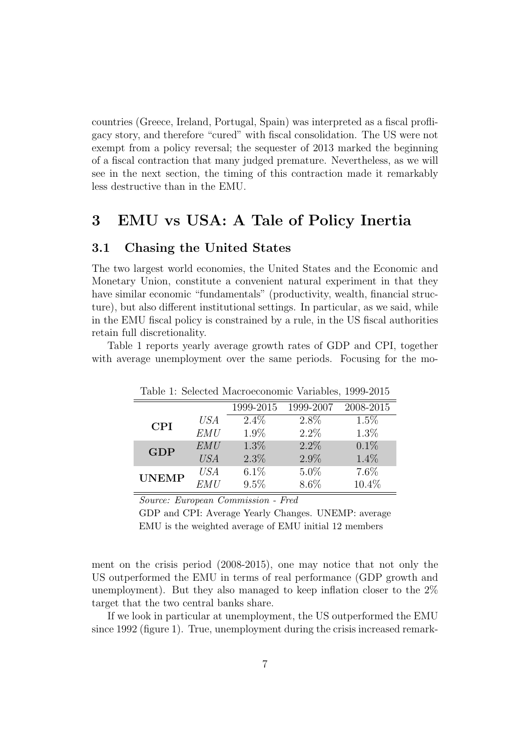countries (Greece, Ireland, Portugal, Spain) was interpreted as a fiscal profligacy story, and therefore "cured" with fiscal consolidation. The US were not exempt from a policy reversal; the sequester of 2013 marked the beginning of a fiscal contraction that many judged premature. Nevertheless, as we will see in the next section, the timing of this contraction made it remarkably less destructive than in the EMU.

# 3 EMU vs USA: A Tale of Policy Inertia

## 3.1 Chasing the United States

The two largest world economies, the United States and the Economic and Monetary Union, constitute a convenient natural experiment in that they have similar economic "fundamentals" (productivity, wealth, financial structure), but also different institutional settings. In particular, as we said, while in the EMU fiscal policy is constrained by a rule, in the US fiscal authorities retain full discretionality.

Table 1 reports yearly average growth rates of GDP and CPI, together with average unemployment over the same periods. Focusing for the moment on the crisis period (2008-2015), one may notice that not only the US outperformed the EMU in terms of real performance (GDP growth and unemployment). But they also managed to keep inflation closer to the 2% target that the two central banks share.

Table 1: Selected Macroeconomic Variables, 1999-2015

| | | 1999-2015 | 1999-2007 | 2008-2015 |
|---|---|---|---|---|
| **CPI** | *USA* | 2.4% | 2.8% | 1.5% |
| | *EMU* | 1.9% | 2.2% | 1.3% |
| **GDP** | *EMU* | 1.3% | 2.2% | 0.1% |
| | *USA* | 2.3% | 2.9% | 1.4% |
| **UNEMP** | *USA* | 6.1% | 5.0% | 7.6% |
| | *EMU* | 9.5% | 8.6% | 10.4% |

*Source: European Commission - Fred*

GDP and CPI: Average Yearly Changes. UNEMP: average

EMU is the weighted average of EMU initial 12 members

If we look in particular at unemployment, the US outperformed the EMU since 1992 (figure 1). True, unemployment during the crisis increased remark-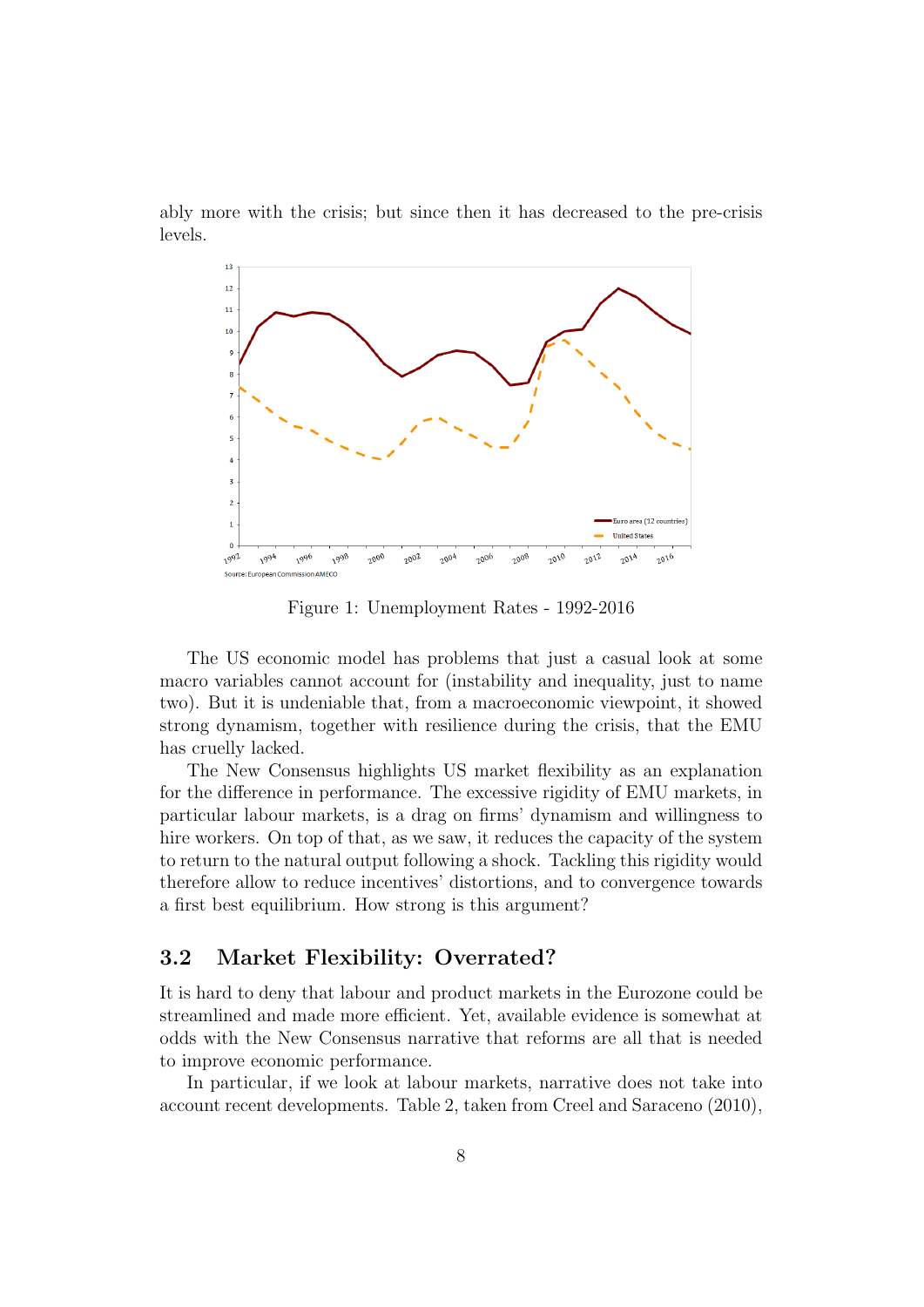ably more with the crisis; but since then it has decreased to the pre-crisis levels.

Figure 1: Unemployment Rates - 1992-2016

The US economic model has problems that just a casual look at some macro variables cannot account for (instability and inequality, just to name two). But it is undeniable that, from a macroeconomic viewpoint, it showed strong dynamism, together with resilience during the crisis, that the EMU has cruelly lacked.

The New Consensus highlights US market flexibility as an explanation for the difference in performance. The excessive rigidity of EMU markets, in particular labour markets, is a drag on firms' dynamism and willingness to hire workers. On top of that, as we saw, it reduces the capacity of the system to return to the natural output following a shock. Tackling this rigidity would therefore allow to reduce incentives' distortions, and to convergence towards a first best equilibrium. How strong is this argument?

## 3.2 Market Flexibility: Overrated?

It is hard to deny that labour and product markets in the Eurozone could be streamlined and made more efficient. Yet, available evidence is somewhat at odds with the New Consensus narrative that reforms are all that is needed to improve economic performance.

In particular, if we look at labour markets, narrative does not take into account recent developments. Table 2, taken from Creel and Saraceno (2010),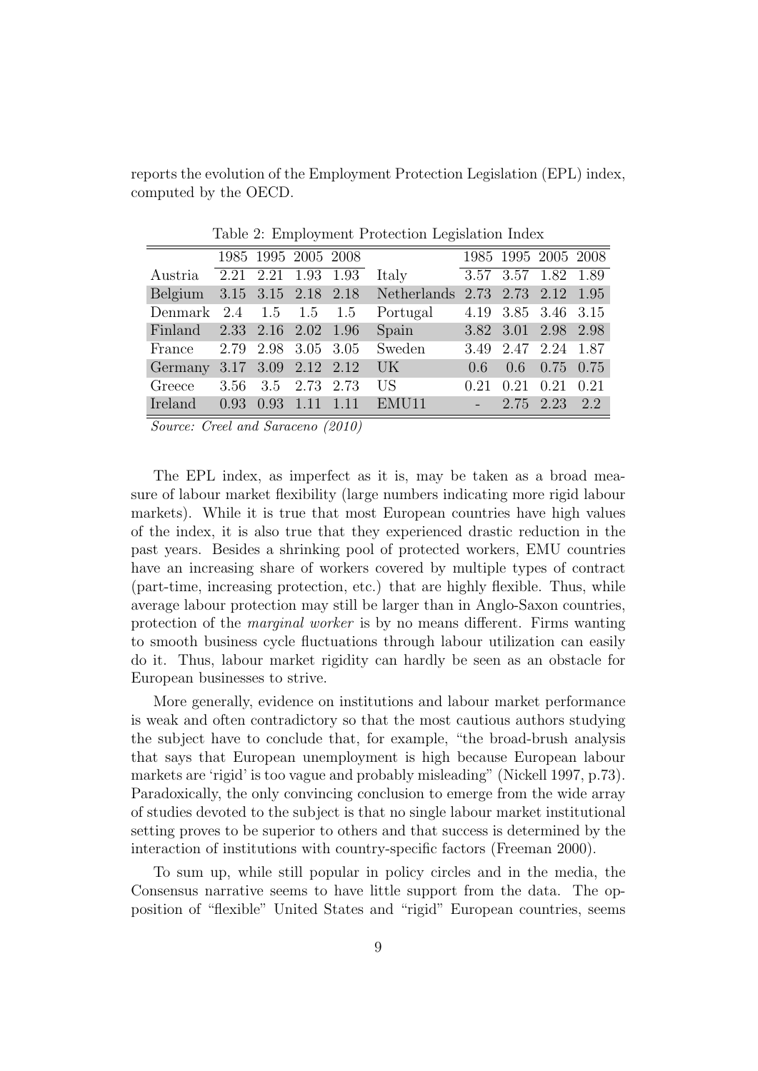reports the evolution of the Employment Protection Legislation (EPL) index, computed by the OECD.

Table 2: Employment Protection Legislation Index

| | 1985 | 1995 | 2005 | 2008 | | 1985 | 1995 | 2005 | 2008 |
|---|---|---|---|---|---|---|---|---|---|
| Austria | 2.21 | 2.21 | 1.93 | 1.93 | Italy | 3.57 | 3.57 | 1.82 | 1.89 |
| Belgium | 3.15 | 3.15 | 2.18 | 2.18 | Netherlands | 2.73 | 2.73 | 2.12 | 1.95 |
| Denmark | 2.4 | 1.5 | 1.5 | 1.5 | Portugal | 4.19 | 3.85 | 3.46 | 3.15 |
| Finland | 2.33 | 2.16 | 2.02 | 1.96 | Spain | 3.82 | 3.01 | 2.98 | 2.98 |
| France | 2.79 | 2.98 | 3.05 | 3.05 | Sweden | 3.49 | 2.47 | 2.24 | 1.87 |
| Germany | 3.17 | 3.09 | 2.12 | 2.12 | UK | 0.6 | 0.6 | 0.75 | 0.75 |
| Greece | 3.56 | 3.5 | 2.73 | 2.73 | US | 0.21 | 0.21 | 0.21 | 0.21 |
| Ireland | 0.93 | 0.93 | 1.11 | 1.11 | EMU11 | - | 2.75 | 2.23 | 2.2 |

*Source: Creel and Saraceno (2010)*

The EPL index, as imperfect as it is, may be taken as a broad measure of labour market flexibility (large numbers indicating more rigid labour markets). While it is true that most European countries have high values of the index, it is also true that they experienced drastic reduction in the past years. Besides a shrinking pool of protected workers, EMU countries have an increasing share of workers covered by multiple types of contract (part-time, increasing protection, etc.) that are highly flexible. Thus, while average labour protection may still be larger than in Anglo-Saxon countries, protection of the *marginal worker* is by no means different. Firms wanting to smooth business cycle fluctuations through labour utilization can easily do it. Thus, labour market rigidity can hardly be seen as an obstacle for European businesses to strive.

More generally, evidence on institutions and labour market performance is weak and often contradictory so that the most cautious authors studying the subject have to conclude that, for example, "the broad-brush analysis that says that European unemployment is high because European labour markets are 'rigid' is too vague and probably misleading" (Nickell 1997, p.73). Paradoxically, the only convincing conclusion to emerge from the wide array of studies devoted to the subject is that no single labour market institutional setting proves to be superior to others and that success is determined by the interaction of institutions with country-specific factors (Freeman 2000).

To sum up, while still popular in policy circles and in the media, the Consensus narrative seems to have little support from the data. The opposition of "flexible" United States and "rigid" European countries, seems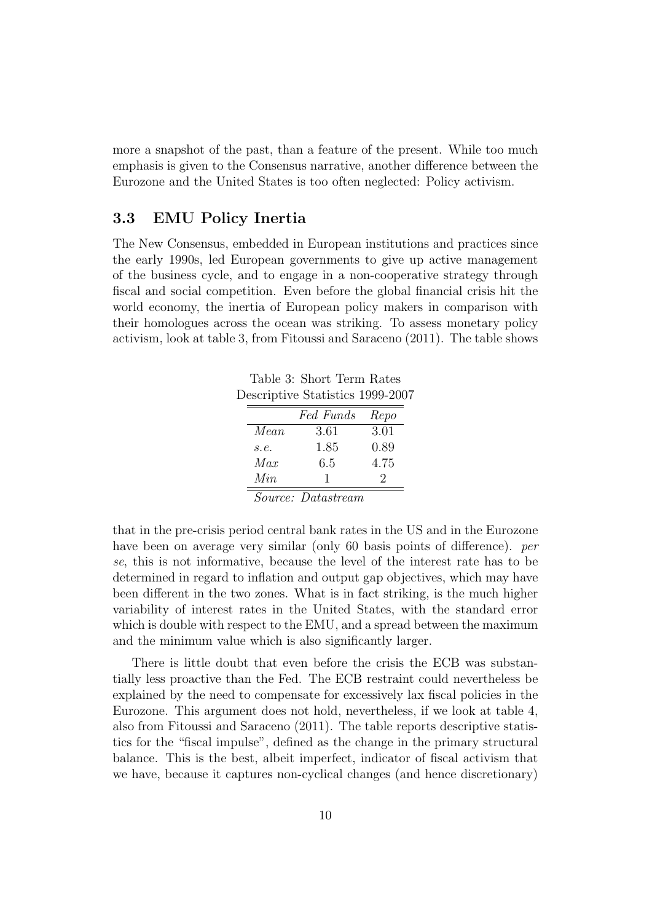more a snapshot of the past, than a feature of the present. While too much emphasis is given to the Consensus narrative, another difference between the Eurozone and the United States is too often neglected: Policy activism.

### 3.3 EMU Policy Inertia

The New Consensus, embedded in European institutions and practices since the early 1990s, led European governments to give up active management of the business cycle, and to engage in a non-cooperative strategy through fiscal and social competition. Even before the global financial crisis hit the world economy, the inertia of European policy makers in comparison with their homologues across the ocean was striking. To assess monetary policy activism, look at table 3, from Fitoussi and Saraceno (2011). The table shows

Table 3: Short Term Rates
Descriptive Statistics 1999-2007

| | *Fed Funds* | *Repo* |
|---|---|---|
| *Mean* | 3.61 | 3.01 |
| *s.e.* | 1.85 | 0.89 |
| *Max* | 6.5 | 4.75 |
| *Min* | 1 | 2 |

*Source: Datastream*

that in the pre-crisis period central bank rates in the US and in the Eurozone have been on average very similar (only 60 basis points of difference). *per se*, this is not informative, because the level of the interest rate has to be determined in regard to inflation and output gap objectives, which may have been different in the two zones. What is in fact striking, is the much higher variability of interest rates in the United States, with the standard error which is double with respect to the EMU, and a spread between the maximum and the minimum value which is also significantly larger.

There is little doubt that even before the crisis the ECB was substantially less proactive than the Fed. The ECB restraint could nevertheless be explained by the need to compensate for excessively lax fiscal policies in the Eurozone. This argument does not hold, nevertheless, if we look at table 4, also from Fitoussi and Saraceno (2011). The table reports descriptive statistics for the "fiscal impulse", defined as the change in the primary structural balance. This is the best, albeit imperfect, indicator of fiscal activism that we have, because it captures non-cyclical changes (and hence discretionary)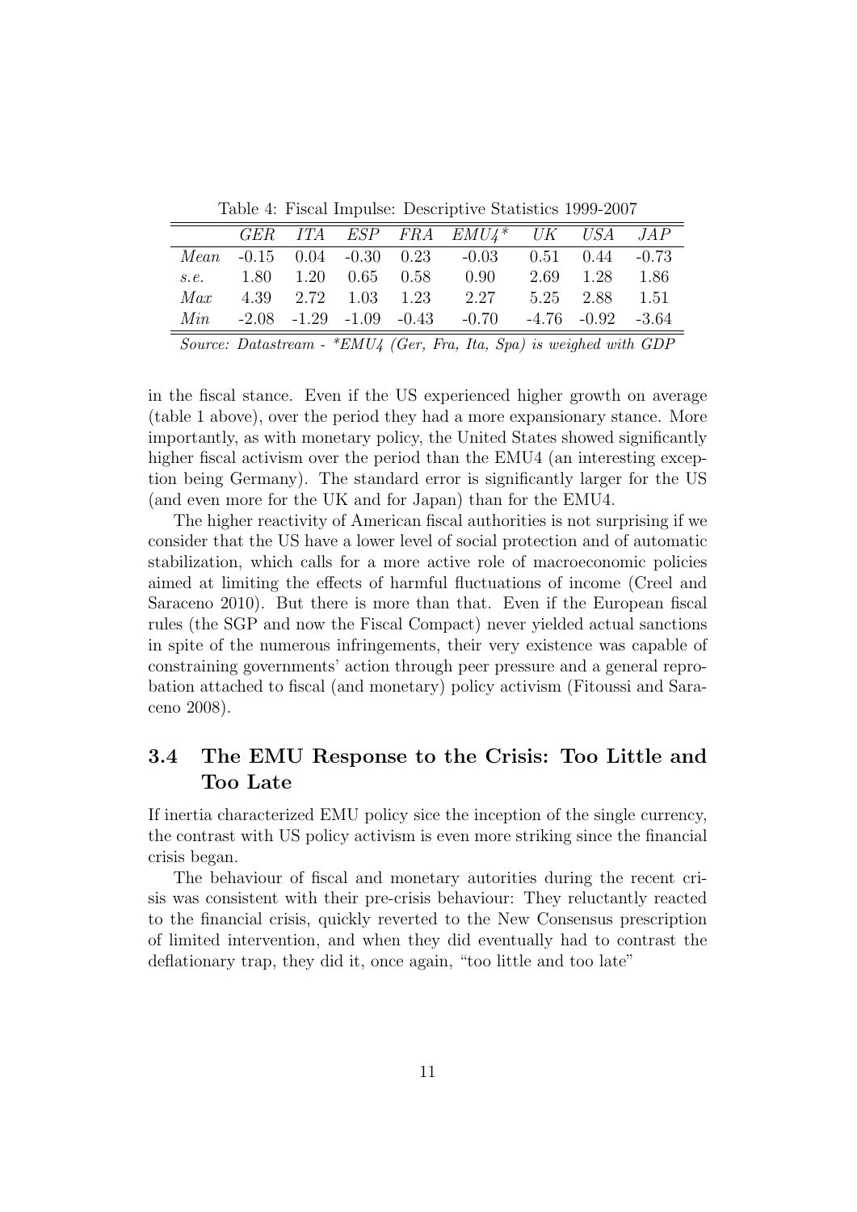Table 4: Fiscal Impulse: Descriptive Statistics 1999-2007

| | *GER* | *ITA* | *ESP* | *FRA* | *EMU4\** | *UK* | *USA* | *JAP* |
|---|---|---|---|---|---|---|---|---|
| *Mean* | -0.15 | 0.04 | -0.30 | 0.23 | -0.03 | 0.51 | 0.44 | -0.73 |
| *s.e.* | 1.80 | 1.20 | 0.65 | 0.58 | 0.90 | 2.69 | 1.28 | 1.86 |
| *Max* | 4.39 | 2.72 | 1.03 | 1.23 | 2.27 | 5.25 | 2.88 | 1.51 |
| *Min* | -2.08 | -1.29 | -1.09 | -0.43 | -0.70 | -4.76 | -0.92 | -3.64 |

*Source: Datastream - \*EMU4 (Ger, Fra, Ita, Spa) is weighed with GDP*

in the fiscal stance. Even if the US experienced higher growth on average (table 1 above), over the period they had a more expansionary stance. More importantly, as with monetary policy, the United States showed significantly higher fiscal activism over the period than the EMU4 (an interesting exception being Germany). The standard error is significantly larger for the US (and even more for the UK and for Japan) than for the EMU4.

The higher reactivity of American fiscal authorities is not surprising if we consider that the US have a lower level of social protection and of automatic stabilization, which calls for a more active role of macroeconomic policies aimed at limiting the effects of harmful fluctuations of income (Creel and Saraceno 2010). But there is more than that. Even if the European fiscal rules (the SGP and now the Fiscal Compact) never yielded actual sanctions in spite of the numerous infringements, their very existence was capable of constraining governments' action through peer pressure and a general reprobation attached to fiscal (and monetary) policy activism (Fitoussi and Saraceno 2008).

### 3.4 The EMU Response to the Crisis: Too Little and Too Late

If inertia characterized EMU policy sice the inception of the single currency, the contrast with US policy activism is even more striking since the financial crisis began.

The behaviour of fiscal and monetary autorities during the recent crisis was consistent with their pre-crisis behaviour: They reluctantly reacted to the financial crisis, quickly reverted to the New Consensus prescription of limited intervention, and when they did eventually had to contrast the deflationary trap, they did it, once again, "too little and too late"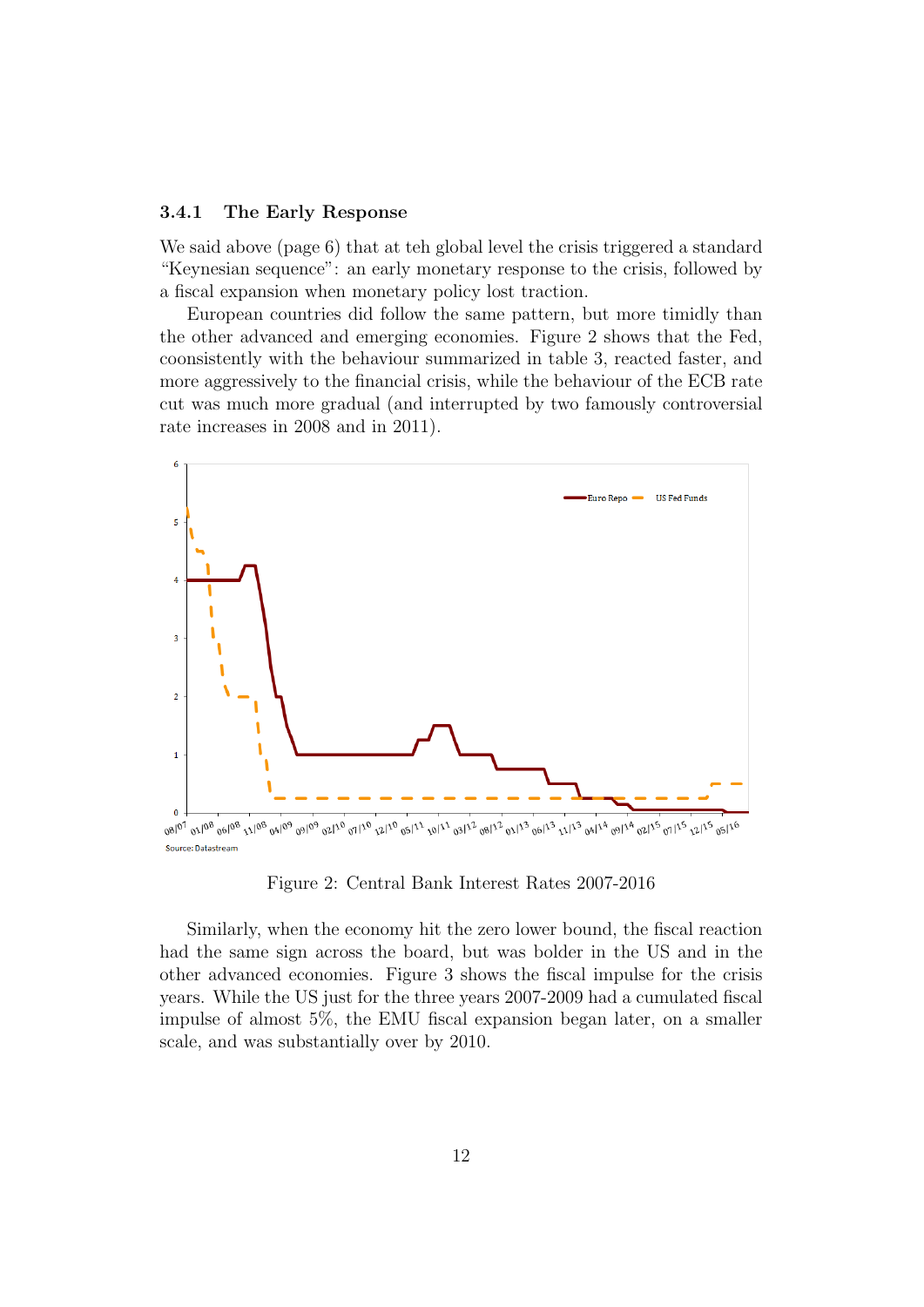### 3.4.1 The Early Response

We said above (page 6) that at teh global level the crisis triggered a standard "Keynesian sequence": an early monetary response to the crisis, followed by a fiscal expansion when monetary policy lost traction.

European countries did follow the same pattern, but more timidly than the other advanced and emerging economies. Figure 2 shows that the Fed, coonsistently with the behaviour summarized in table 3, reacted faster, and more aggressively to the financial crisis, while the behaviour of the ECB rate cut was much more gradual (and interrupted by two famously controversial rate increases in 2008 and in 2011).

Figure 2: Central Bank Interest Rates 2007-2016

Similarly, when the economy hit the zero lower bound, the fiscal reaction had the same sign across the board, but was bolder in the US and in the other advanced economies. Figure 3 shows the fiscal impulse for the crisis years. While the US just for the three years 2007-2009 had a cumulated fiscal impulse of almost 5%, the EMU fiscal expansion began later, on a smaller scale, and was substantially over by 2010.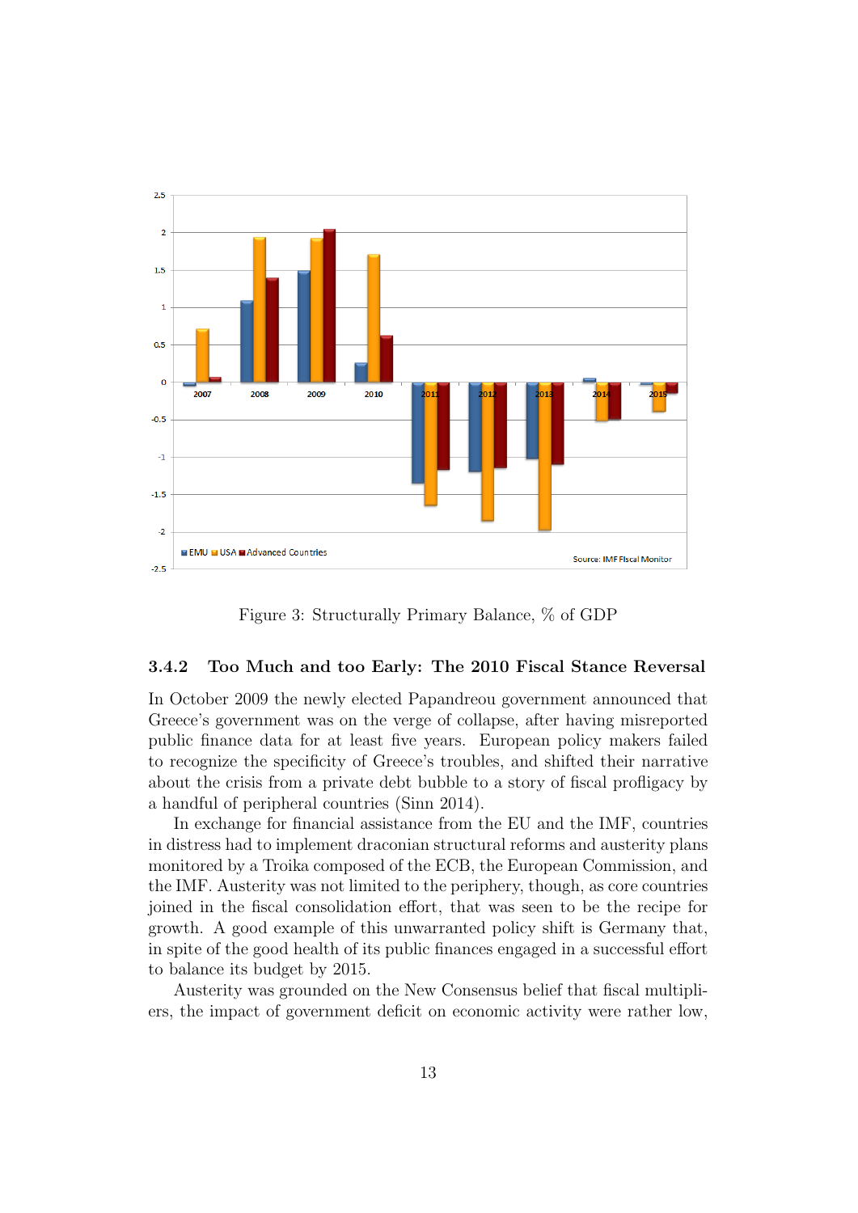Figure 3: Structurally Primary Balance, % of GDP

### 3.4.2 Too Much and too Early: The 2010 Fiscal Stance Reversal

In October 2009 the newly elected Papandreou government announced that Greece's government was on the verge of collapse, after having misreported public finance data for at least five years. European policy makers failed to recognize the specificity of Greece's troubles, and shifted their narrative about the crisis from a private debt bubble to a story of fiscal profligacy by a handful of peripheral countries (Sinn 2014).

In exchange for financial assistance from the EU and the IMF, countries in distress had to implement draconian structural reforms and austerity plans monitored by a Troika composed of the ECB, the European Commission, and the IMF. Austerity was not limited to the periphery, though, as core countries joined in the fiscal consolidation effort, that was seen to be the recipe for growth. A good example of this unwarranted policy shift is Germany that, in spite of the good health of its public finances engaged in a successful effort to balance its budget by 2015.

Austerity was grounded on the New Consensus belief that fiscal multipliers, the impact of government deficit on economic activity were rather low,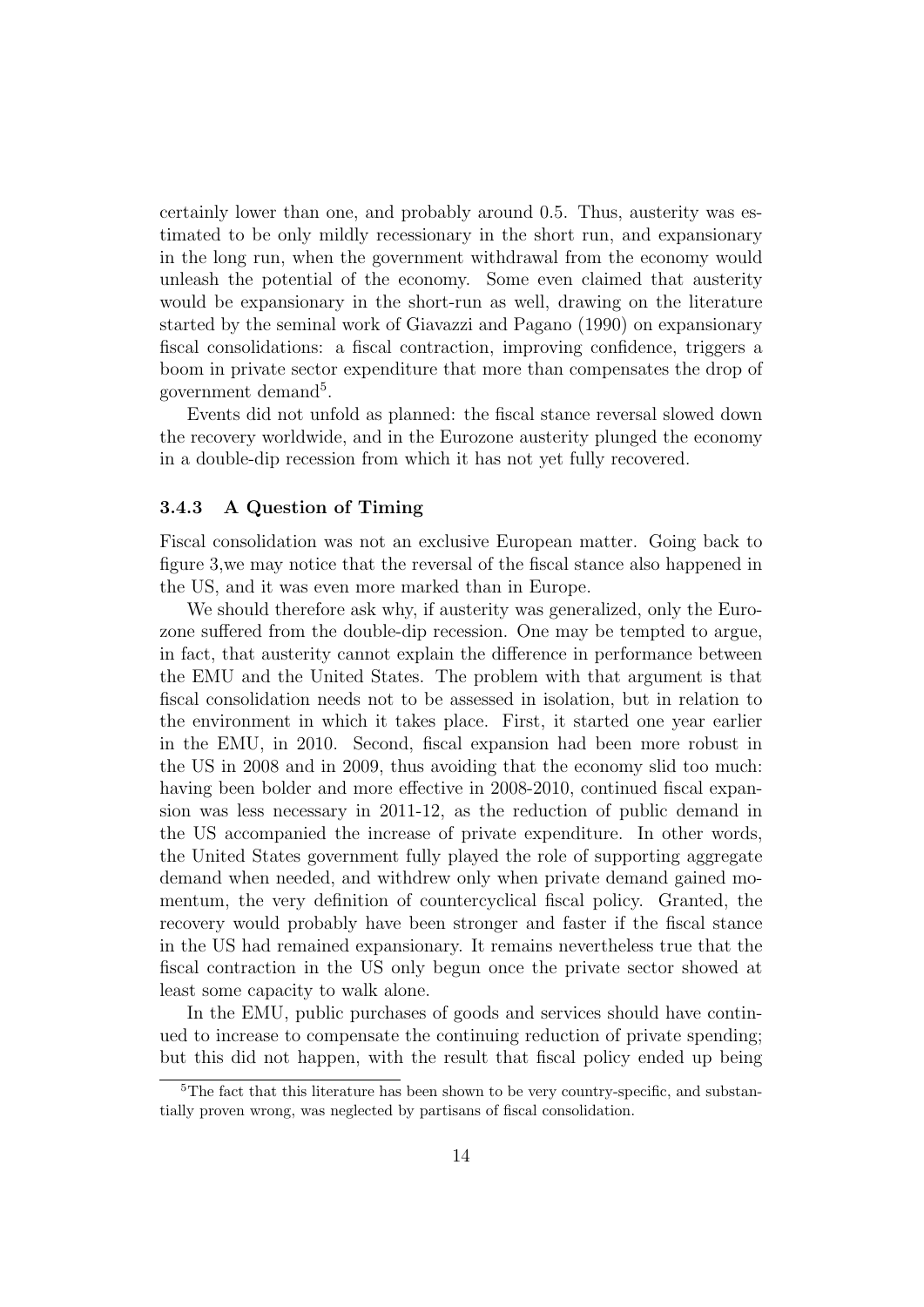certainly lower than one, and probably around 0.5. Thus, austerity was estimated to be only mildly recessionary in the short run, and expansionary in the long run, when the government withdrawal from the economy would unleash the potential of the economy. Some even claimed that austerity would be expansionary in the short-run as well, drawing on the literature started by the seminal work of Giavazzi and Pagano (1990) on expansionary fiscal consolidations: a fiscal contraction, improving confidence, triggers a boom in private sector expenditure that more than compensates the drop of government demand[5].

Events did not unfold as planned: the fiscal stance reversal slowed down the recovery worldwide, and in the Eurozone austerity plunged the economy in a double-dip recession from which it has not yet fully recovered.

### 3.4.3 A Question of Timing

Fiscal consolidation was not an exclusive European matter. Going back to figure 3,we may notice that the reversal of the fiscal stance also happened in the US, and it was even more marked than in Europe.

We should therefore ask why, if austerity was generalized, only the Eurozone suffered from the double-dip recession. One may be tempted to argue, in fact, that austerity cannot explain the difference in performance between the EMU and the United States. The problem with that argument is that fiscal consolidation needs not to be assessed in isolation, but in relation to the environment in which it takes place. First, it started one year earlier in the EMU, in 2010. Second, fiscal expansion had been more robust in the US in 2008 and in 2009, thus avoiding that the economy slid too much: having been bolder and more effective in 2008-2010, continued fiscal expansion was less necessary in 2011-12, as the reduction of public demand in the US accompanied the increase of private expenditure. In other words, the United States government fully played the role of supporting aggregate demand when needed, and withdrew only when private demand gained momentum, the very definition of countercyclical fiscal policy. Granted, the recovery would probably have been stronger and faster if the fiscal stance in the US had remained expansionary. It remains nevertheless true that the fiscal contraction in the US only begun once the private sector showed at least some capacity to walk alone.

In the EMU, public purchases of goods and services should have continued to increase to compensate the continuing reduction of private spending; but this did not happen, with the result that fiscal policy ended up being

[5] The fact that this literature has been shown to be very country-specific, and substantially proven wrong, was neglected by partisans of fiscal consolidation.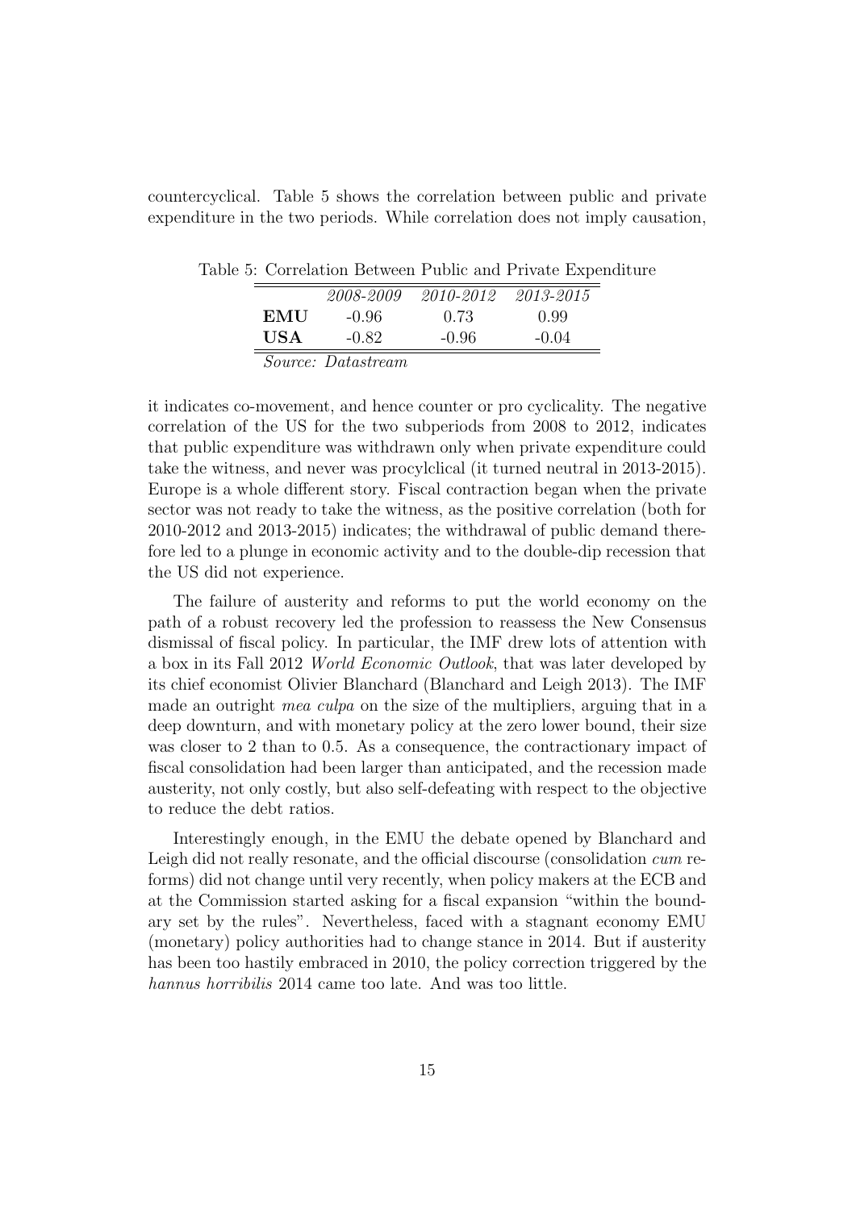countercyclical. Table 5 shows the correlation between public and private expenditure in the two periods. While correlation does not imply causation,

Table 5: Correlation Between Public and Private Expenditure

| | *2008-2009* | *2010-2012* | *2013-2015* |
|---|---|---|---|
| **EMU** | -0.96 | 0.73 | 0.99 |
| **USA** | -0.82 | -0.96 | -0.04 |

*Source: Datastream*

it indicates co-movement, and hence counter or pro cyclicality. The negative correlation of the US for the two subperiods from 2008 to 2012, indicates that public expenditure was withdrawn only when private expenditure could take the witness, and never was procylclical (it turned neutral in 2013-2015). Europe is a whole different story. Fiscal contraction began when the private sector was not ready to take the witness, as the positive correlation (both for 2010-2012 and 2013-2015) indicates; the withdrawal of public demand therefore led to a plunge in economic activity and to the double-dip recession that the US did not experience.

The failure of austerity and reforms to put the world economy on the path of a robust recovery led the profession to reassess the New Consensus dismissal of fiscal policy. In particular, the IMF drew lots of attention with a box in its Fall 2012 *World Economic Outlook*, that was later developed by its chief economist Olivier Blanchard (Blanchard and Leigh 2013). The IMF made an outright *mea culpa* on the size of the multipliers, arguing that in a deep downturn, and with monetary policy at the zero lower bound, their size was closer to 2 than to 0.5. As a consequence, the contractionary impact of fiscal consolidation had been larger than anticipated, and the recession made austerity, not only costly, but also self-defeating with respect to the objective to reduce the debt ratios.

Interestingly enough, in the EMU the debate opened by Blanchard and Leigh did not really resonate, and the official discourse (consolidation *cum* reforms) did not change until very recently, when policy makers at the ECB and at the Commission started asking for a fiscal expansion "within the boundary set by the rules". Nevertheless, faced with a stagnant economy EMU (monetary) policy authorities had to change stance in 2014. But if austerity has been too hastily embraced in 2010, the policy correction triggered by the *hannus horribilis* 2014 came too late. And was too little.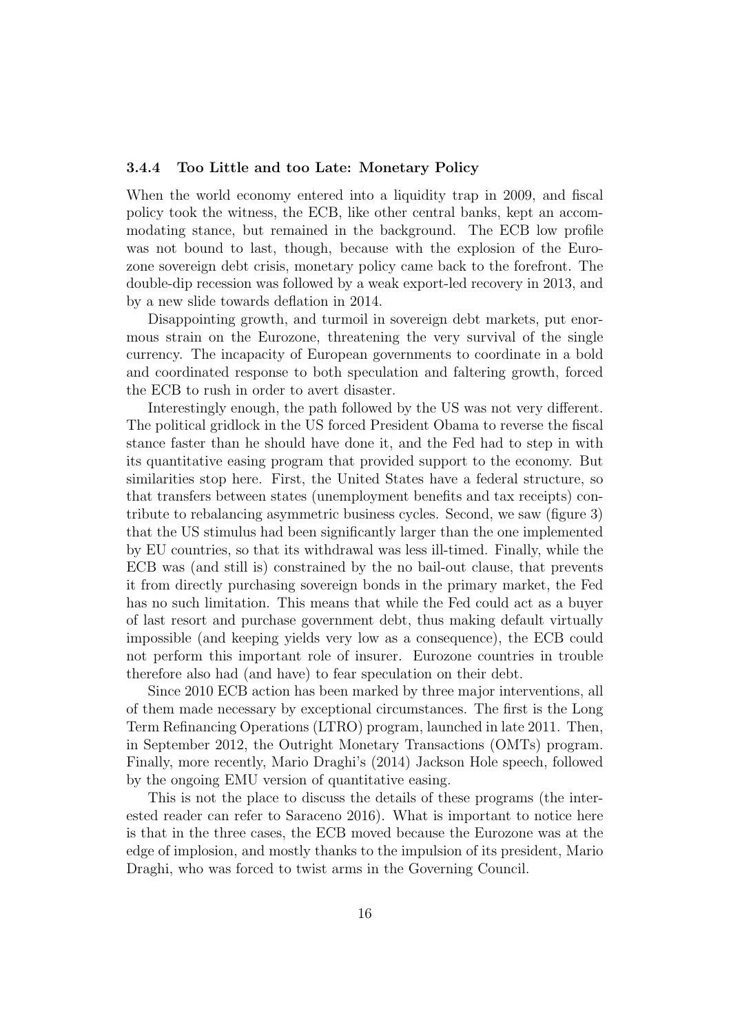### 3.4.4 Too Little and too Late: Monetary Policy

When the world economy entered into a liquidity trap in 2009, and fiscal policy took the witness, the ECB, like other central banks, kept an accommodating stance, but remained in the background. The ECB low profile was not bound to last, though, because with the explosion of the Eurozone sovereign debt crisis, monetary policy came back to the forefront. The double-dip recession was followed by a weak export-led recovery in 2013, and by a new slide towards deflation in 2014.

Disappointing growth, and turmoil in sovereign debt markets, put enormous strain on the Eurozone, threatening the very survival of the single currency. The incapacity of European governments to coordinate in a bold and coordinated response to both speculation and faltering growth, forced the ECB to rush in order to avert disaster.

Interestingly enough, the path followed by the US was not very different. The political gridlock in the US forced President Obama to reverse the fiscal stance faster than he should have done it, and the Fed had to step in with its quantitative easing program that provided support to the economy. But similarities stop here. First, the United States have a federal structure, so that transfers between states (unemployment benefits and tax receipts) contribute to rebalancing asymmetric business cycles. Second, we saw (figure 3) that the US stimulus had been significantly larger than the one implemented by EU countries, so that its withdrawal was less ill-timed. Finally, while the ECB was (and still is) constrained by the no bail-out clause, that prevents it from directly purchasing sovereign bonds in the primary market, the Fed has no such limitation. This means that while the Fed could act as a buyer of last resort and purchase government debt, thus making default virtually impossible (and keeping yields very low as a consequence), the ECB could not perform this important role of insurer. Eurozone countries in trouble therefore also had (and have) to fear speculation on their debt.

Since 2010 ECB action has been marked by three major interventions, all of them made necessary by exceptional circumstances. The first is the Long Term Refinancing Operations (LTRO) program, launched in late 2011. Then, in September 2012, the Outright Monetary Transactions (OMTs) program. Finally, more recently, Mario Draghi's (2014) Jackson Hole speech, followed by the ongoing EMU version of quantitative easing.

This is not the place to discuss the details of these programs (the interested reader can refer to Saraceno 2016). What is important to notice here is that in the three cases, the ECB moved because the Eurozone was at the edge of implosion, and mostly thanks to the impulsion of its president, Mario Draghi, who was forced to twist arms in the Governing Council.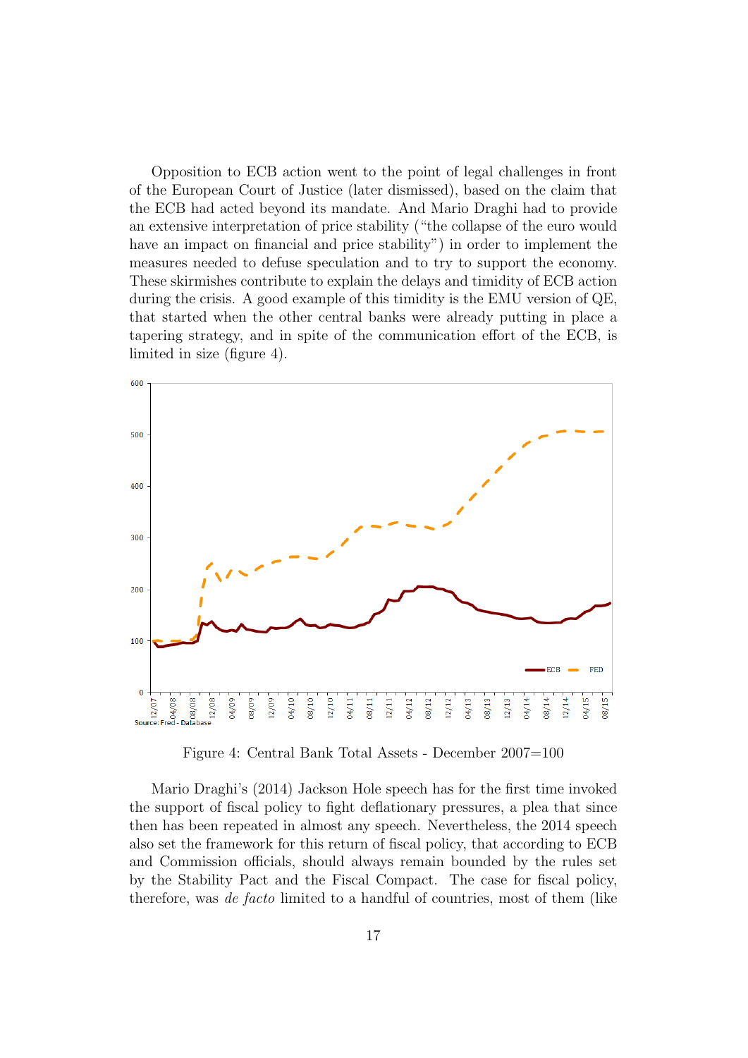Opposition to ECB action went to the point of legal challenges in front of the European Court of Justice (later dismissed), based on the claim that the ECB had acted beyond its mandate. And Mario Draghi had to provide an extensive interpretation of price stability ("the collapse of the euro would have an impact on financial and price stability") in order to implement the measures needed to defuse speculation and to try to support the economy. These skirmishes contribute to explain the delays and timidity of ECB action during the crisis. A good example of this timidity is the EMU version of QE, that started when the other central banks were already putting in place a tapering strategy, and in spite of the communication effort of the ECB, is limited in size (figure 4).

Figure 4: Central Bank Total Assets - December 2007=100

Mario Draghi's (2014) Jackson Hole speech has for the first time invoked the support of fiscal policy to fight deflationary pressures, a plea that since then has been repeated in almost any speech. Nevertheless, the 2014 speech also set the framework for this return of fiscal policy, that according to ECB and Commission officials, should always remain bounded by the rules set by the Stability Pact and the Fiscal Compact. The case for fiscal policy, therefore, was *de facto* limited to a handful of countries, most of them (like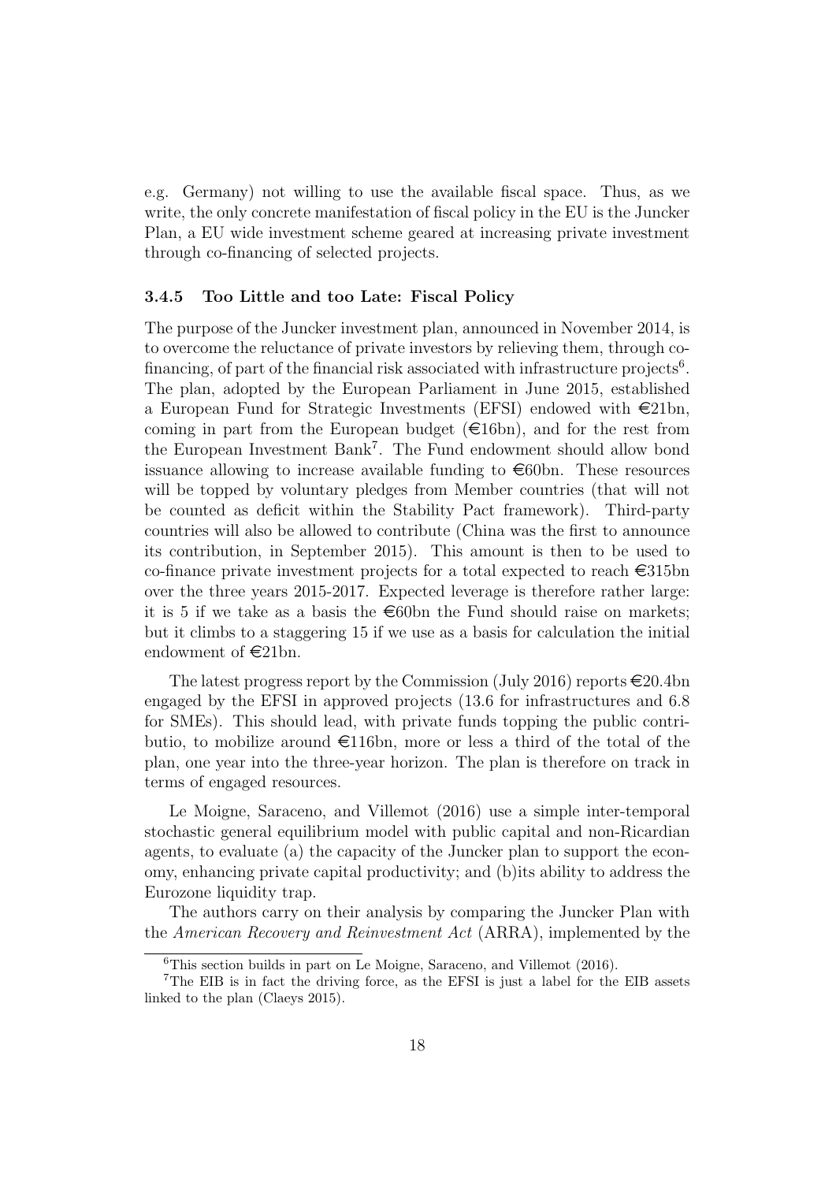e.g. Germany) not willing to use the available fiscal space. Thus, as we write, the only concrete manifestation of fiscal policy in the EU is the Juncker Plan, a EU wide investment scheme geared at increasing private investment through co-financing of selected projects.

### 3.4.5 Too Little and too Late: Fiscal Policy

The purpose of the Juncker investment plan, announced in November 2014, is to overcome the reluctance of private investors by relieving them, through co-financing, of part of the financial risk associated with infrastructure projects[6]. The plan, adopted by the European Parliament in June 2015, established a European Fund for Strategic Investments (EFSI) endowed with €21bn, coming in part from the European budget (€16bn), and for the rest from the European Investment Bank[7]. The Fund endowment should allow bond issuance allowing to increase available funding to €60bn. These resources will be topped by voluntary pledges from Member countries (that will not be counted as deficit within the Stability Pact framework). Third-party countries will also be allowed to contribute (China was the first to announce its contribution, in September 2015). This amount is then to be used to co-finance private investment projects for a total expected to reach €315bn over the three years 2015-2017. Expected leverage is therefore rather large: it is 5 if we take as a basis the €60bn the Fund should raise on markets; but it climbs to a staggering 15 if we use as a basis for calculation the initial endowment of €21bn.

The latest progress report by the Commission (July 2016) reports €20.4bn engaged by the EFSI in approved projects (13.6 for infrastructures and 6.8 for SMEs). This should lead, with private funds topping the public contributio, to mobilize around €116bn, more or less a third of the total of the plan, one year into the three-year horizon. The plan is therefore on track in terms of engaged resources.

Le Moigne, Saraceno, and Villemot (2016) use a simple inter-temporal stochastic general equilibrium model with public capital and non-Ricardian agents, to evaluate (a) the capacity of the Juncker plan to support the economy, enhancing private capital productivity; and (b)its ability to address the Eurozone liquidity trap.

The authors carry on their analysis by comparing the Juncker Plan with the *American Recovery and Reinvestment Act* (ARRA), implemented by the

---

[6] This section builds in part on Le Moigne, Saraceno, and Villemot (2016).

[7] The EIB is in fact the driving force, as the EFSI is just a label for the EIB assets linked to the plan (Claeys 2015).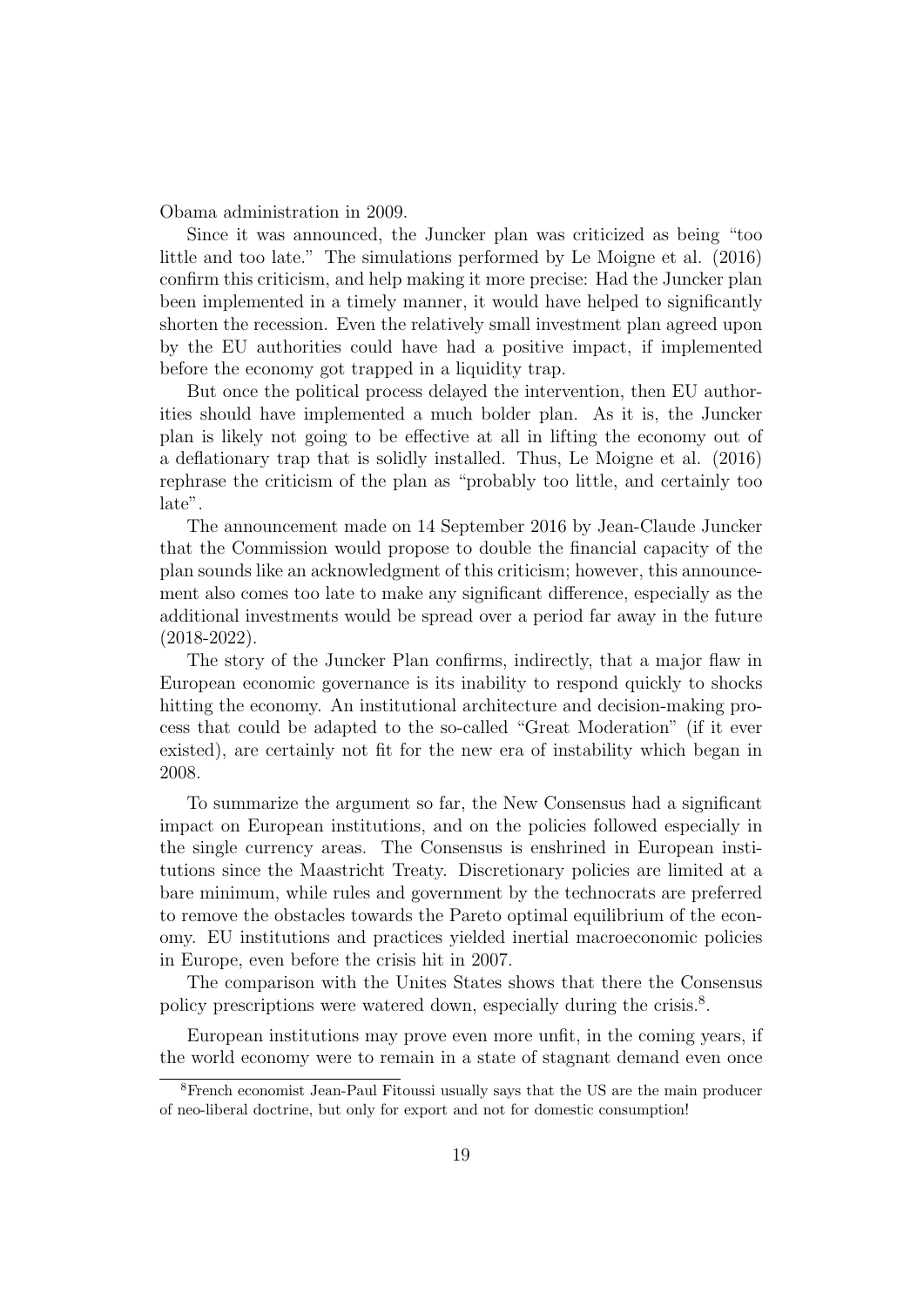Obama administration in 2009.

Since it was announced, the Juncker plan was criticized as being "too little and too late." The simulations performed by Le Moigne et al. (2016) confirm this criticism, and help making it more precise: Had the Juncker plan been implemented in a timely manner, it would have helped to significantly shorten the recession. Even the relatively small investment plan agreed upon by the EU authorities could have had a positive impact, if implemented before the economy got trapped in a liquidity trap.

But once the political process delayed the intervention, then EU authorities should have implemented a much bolder plan. As it is, the Juncker plan is likely not going to be effective at all in lifting the economy out of a deflationary trap that is solidly installed. Thus, Le Moigne et al. (2016) rephrase the criticism of the plan as "probably too little, and certainly too late".

The announcement made on 14 September 2016 by Jean-Claude Juncker that the Commission would propose to double the financial capacity of the plan sounds like an acknowledgment of this criticism; however, this announcement also comes too late to make any significant difference, especially as the additional investments would be spread over a period far away in the future (2018-2022).

The story of the Juncker Plan confirms, indirectly, that a major flaw in European economic governance is its inability to respond quickly to shocks hitting the economy. An institutional architecture and decision-making process that could be adapted to the so-called "Great Moderation" (if it ever existed), are certainly not fit for the new era of instability which began in 2008.

To summarize the argument so far, the New Consensus had a significant impact on European institutions, and on the policies followed especially in the single currency areas. The Consensus is enshrined in European institutions since the Maastricht Treaty. Discretionary policies are limited at a bare minimum, while rules and government by the technocrats are preferred to remove the obstacles towards the Pareto optimal equilibrium of the economy. EU institutions and practices yielded inertial macroeconomic policies in Europe, even before the crisis hit in 2007.

The comparison with the Unites States shows that there the Consensus policy prescriptions were watered down, especially during the crisis.[8].

European institutions may prove even more unfit, in the coming years, if the world economy were to remain in a state of stagnant demand even once

[8] French economist Jean-Paul Fitoussi usually says that the US are the main producer of neo-liberal doctrine, but only for export and not for domestic consumption!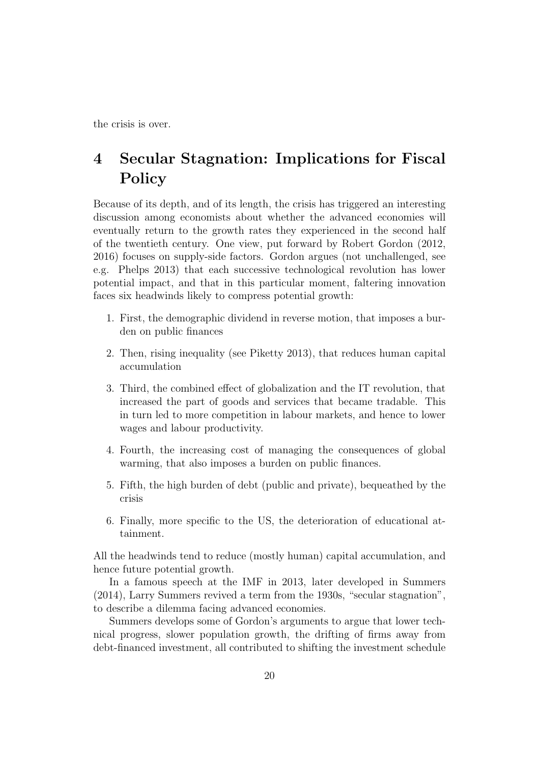the crisis is over.

# 4 Secular Stagnation: Implications for Fiscal Policy

Because of its depth, and of its length, the crisis has triggered an interesting discussion among economists about whether the advanced economies will eventually return to the growth rates they experienced in the second half of the twentieth century. One view, put forward by Robert Gordon (2012, 2016) focuses on supply-side factors. Gordon argues (not unchallenged, see e.g. Phelps 2013) that each successive technological revolution has lower potential impact, and that in this particular moment, faltering innovation faces six headwinds likely to compress potential growth:

1. First, the demographic dividend in reverse motion, that imposes a burden on public finances
2. Then, rising inequality (see Piketty 2013), that reduces human capital accumulation
3. Third, the combined effect of globalization and the IT revolution, that increased the part of goods and services that became tradable. This in turn led to more competition in labour markets, and hence to lower wages and labour productivity.
4. Fourth, the increasing cost of managing the consequences of global warming, that also imposes a burden on public finances.
5. Fifth, the high burden of debt (public and private), bequeathed by the crisis
6. Finally, more specific to the US, the deterioration of educational attainment.

All the headwinds tend to reduce (mostly human) capital accumulation, and hence future potential growth.

In a famous speech at the IMF in 2013, later developed in Summers (2014), Larry Summers revived a term from the 1930s, "secular stagnation", to describe a dilemma facing advanced economies.

Summers develops some of Gordon's arguments to argue that lower technical progress, slower population growth, the drifting of firms away from debt-financed investment, all contributed to shifting the investment schedule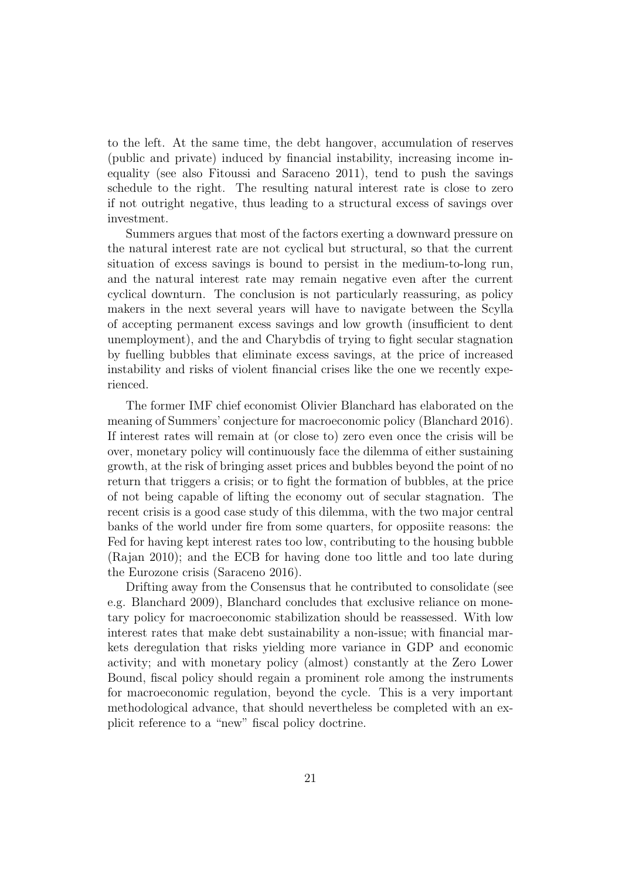to the left. At the same time, the debt hangover, accumulation of reserves (public and private) induced by financial instability, increasing income inequality (see also Fitoussi and Saraceno 2011), tend to push the savings schedule to the right. The resulting natural interest rate is close to zero if not outright negative, thus leading to a structural excess of savings over investment.

Summers argues that most of the factors exerting a downward pressure on the natural interest rate are not cyclical but structural, so that the current situation of excess savings is bound to persist in the medium-to-long run, and the natural interest rate may remain negative even after the current cyclical downturn. The conclusion is not particularly reassuring, as policy makers in the next several years will have to navigate between the Scylla of accepting permanent excess savings and low growth (insufficient to dent unemployment), and the and Charybdis of trying to fight secular stagnation by fuelling bubbles that eliminate excess savings, at the price of increased instability and risks of violent financial crises like the one we recently experienced.

The former IMF chief economist Olivier Blanchard has elaborated on the meaning of Summers' conjecture for macroeconomic policy (Blanchard 2016). If interest rates will remain at (or close to) zero even once the crisis will be over, monetary policy will continuously face the dilemma of either sustaining growth, at the risk of bringing asset prices and bubbles beyond the point of no return that triggers a crisis; or to fight the formation of bubbles, at the price of not being capable of lifting the economy out of secular stagnation. The recent crisis is a good case study of this dilemma, with the two major central banks of the world under fire from some quarters, for oppositie reasons: the Fed for having kept interest rates too low, contributing to the housing bubble (Rajan 2010); and the ECB for having done too little and too late during the Eurozone crisis (Saraceno 2016).

Drifting away from the Consensus that he contributed to consolidate (see e.g. Blanchard 2009), Blanchard concludes that exclusive reliance on monetary policy for macroeconomic stabilization should be reassessed. With low interest rates that make debt sustainability a non-issue; with financial markets deregulation that risks yielding more variance in GDP and economic activity; and with monetary policy (almost) constantly at the Zero Lower Bound, fiscal policy should regain a prominent role among the instruments for macroeconomic regulation, beyond the cycle. This is a very important methodological advance, that should nevertheless be completed with an explicit reference to a "new" fiscal policy doctrine.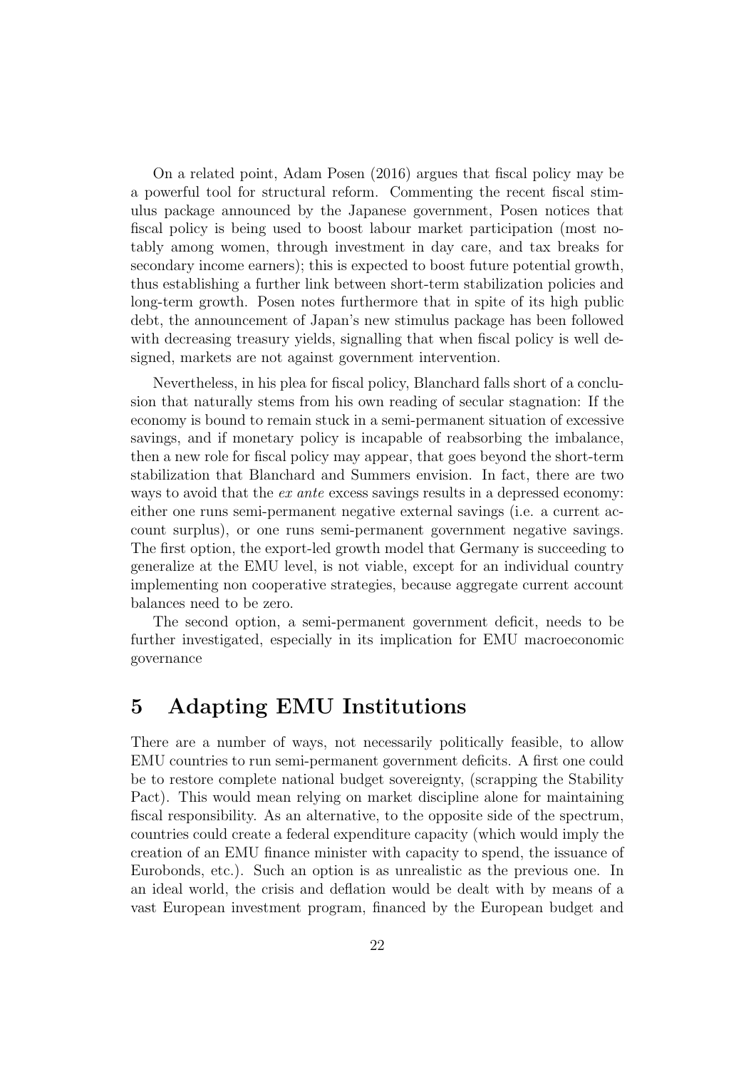On a related point, Adam Posen (2016) argues that fiscal policy may be a powerful tool for structural reform. Commenting the recent fiscal stimulus package announced by the Japanese government, Posen notices that fiscal policy is being used to boost labour market participation (most notably among women, through investment in day care, and tax breaks for secondary income earners); this is expected to boost future potential growth, thus establishing a further link between short-term stabilization policies and long-term growth. Posen notes furthermore that in spite of its high public debt, the announcement of Japan's new stimulus package has been followed with decreasing treasury yields, signalling that when fiscal policy is well designed, markets are not against government intervention.

Nevertheless, in his plea for fiscal policy, Blanchard falls short of a conclusion that naturally stems from his own reading of secular stagnation: If the economy is bound to remain stuck in a semi-permanent situation of excessive savings, and if monetary policy is incapable of reabsorbing the imbalance, then a new role for fiscal policy may appear, that goes beyond the short-term stabilization that Blanchard and Summers envision. In fact, there are two ways to avoid that the *ex ante* excess savings results in a depressed economy: either one runs semi-permanent negative external savings (i.e. a current account surplus), or one runs semi-permanent government negative savings. The first option, the export-led growth model that Germany is succeeding to generalize at the EMU level, is not viable, except for an individual country implementing non cooperative strategies, because aggregate current account balances need to be zero.

The second option, a semi-permanent government deficit, needs to be further investigated, especially in its implication for EMU macroeconomic governance

# 5 Adapting EMU Institutions

There are a number of ways, not necessarily politically feasible, to allow EMU countries to run semi-permanent government deficits. A first one could be to restore complete national budget sovereignty, (scrapping the Stability Pact). This would mean relying on market discipline alone for maintaining fiscal responsibility. As an alternative, to the opposite side of the spectrum, countries could create a federal expenditure capacity (which would imply the creation of an EMU finance minister with capacity to spend, the issuance of Eurobonds, etc.). Such an option is as unrealistic as the previous one. In an ideal world, the crisis and deflation would be dealt with by means of a vast European investment program, financed by the European budget and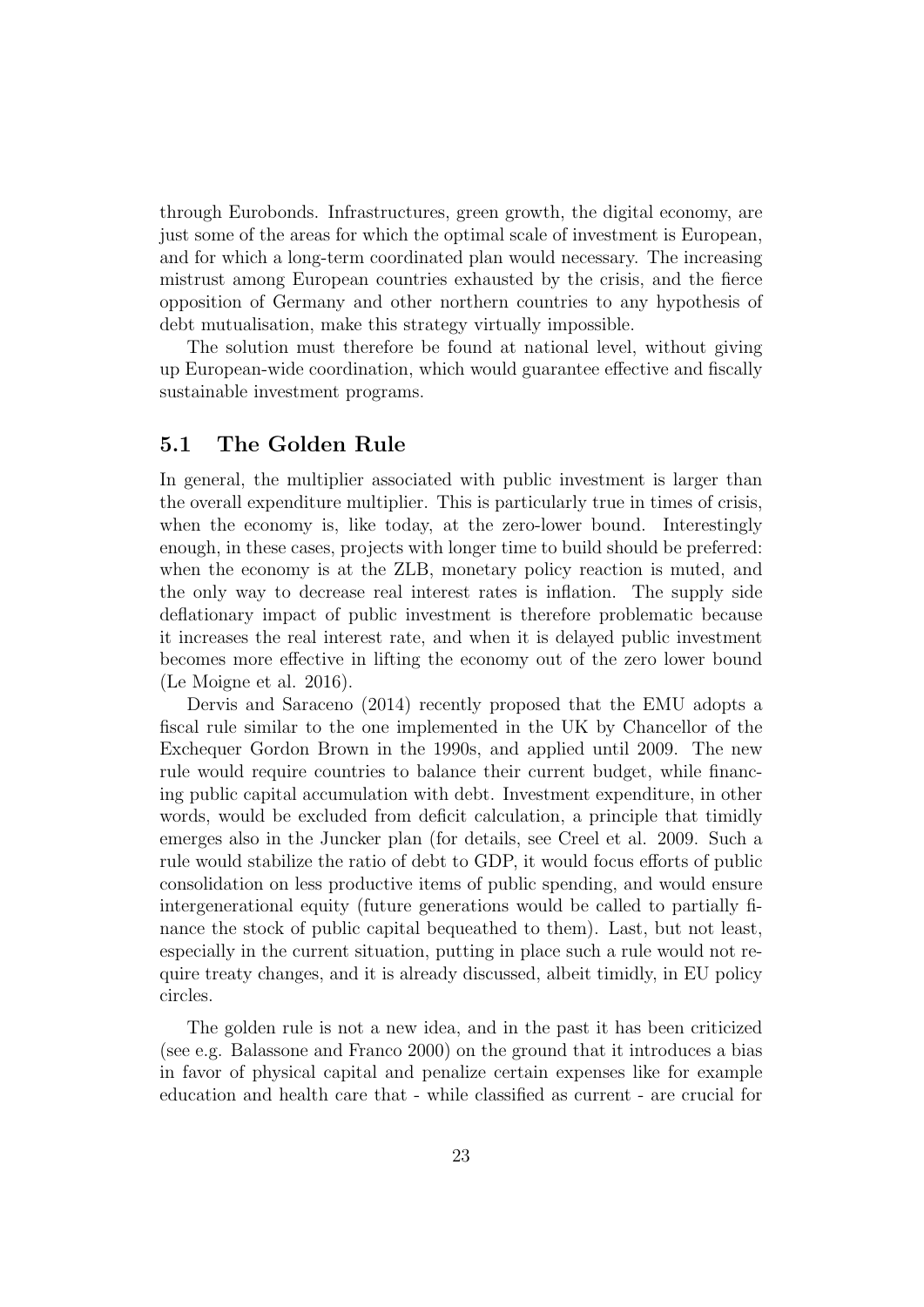through Eurobonds. Infrastructures, green growth, the digital economy, are just some of the areas for which the optimal scale of investment is European, and for which a long-term coordinated plan would necessary. The increasing mistrust among European countries exhausted by the crisis, and the fierce opposition of Germany and other northern countries to any hypothesis of debt mutualisation, make this strategy virtually impossible.

The solution must therefore be found at national level, without giving up European-wide coordination, which would guarantee effective and fiscally sustainable investment programs.

## 5.1 The Golden Rule

In general, the multiplier associated with public investment is larger than the overall expenditure multiplier. This is particularly true in times of crisis, when the economy is, like today, at the zero-lower bound. Interestingly enough, in these cases, projects with longer time to build should be preferred: when the economy is at the ZLB, monetary policy reaction is muted, and the only way to decrease real interest rates is inflation. The supply side deflationary impact of public investment is therefore problematic because it increases the real interest rate, and when it is delayed public investment becomes more effective in lifting the economy out of the zero lower bound (Le Moigne et al. 2016).

Dervis and Saraceno (2014) recently proposed that the EMU adopts a fiscal rule similar to the one implemented in the UK by Chancellor of the Exchequer Gordon Brown in the 1990s, and applied until 2009. The new rule would require countries to balance their current budget, while financing public capital accumulation with debt. Investment expenditure, in other words, would be excluded from deficit calculation, a principle that timidly emerges also in the Juncker plan (for details, see Creel et al. 2009. Such a rule would stabilize the ratio of debt to GDP, it would focus efforts of public consolidation on less productive items of public spending, and would ensure intergenerational equity (future generations would be called to partially finance the stock of public capital bequeathed to them). Last, but not least, especially in the current situation, putting in place such a rule would not require treaty changes, and it is already discussed, albeit timidly, in EU policy circles.

The golden rule is not a new idea, and in the past it has been criticized (see e.g. Balassone and Franco 2000) on the ground that it introduces a bias in favor of physical capital and penalize certain expenses like for example education and health care that - while classified as current - are crucial for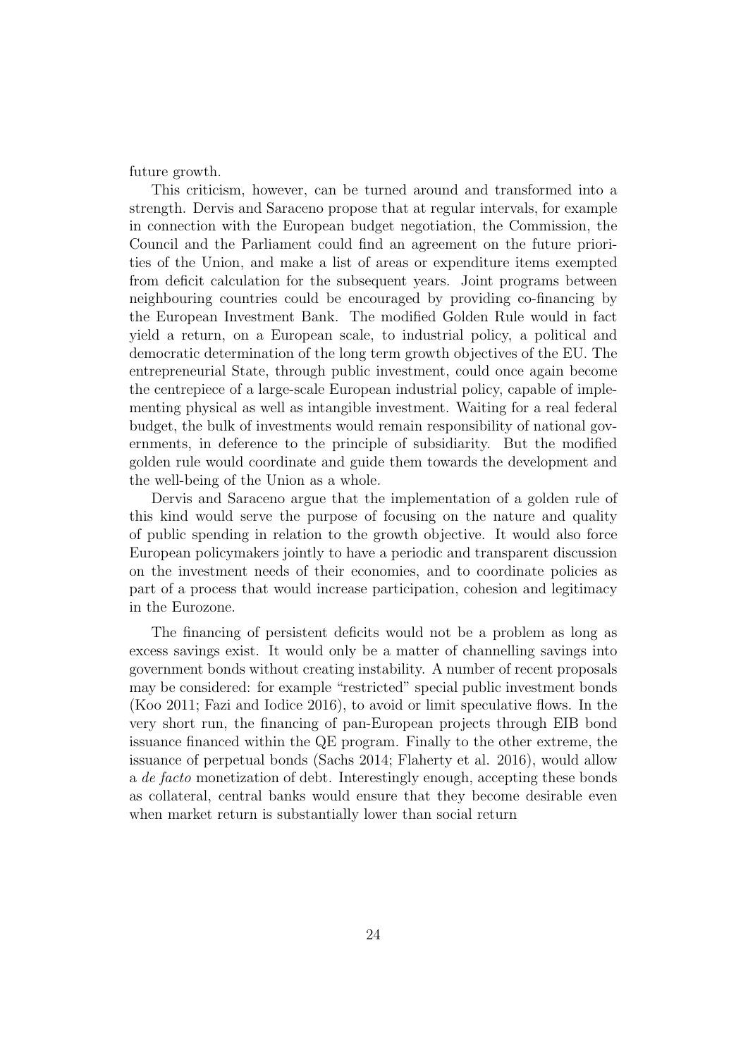future growth.

This criticism, however, can be turned around and transformed into a strength. Dervis and Saraceno propose that at regular intervals, for example in connection with the European budget negotiation, the Commission, the Council and the Parliament could find an agreement on the future priorities of the Union, and make a list of areas or expenditure items exempted from deficit calculation for the subsequent years. Joint programs between neighbouring countries could be encouraged by providing co-financing by the European Investment Bank. The modified Golden Rule would in fact yield a return, on a European scale, to industrial policy, a political and democratic determination of the long term growth objectives of the EU. The entrepreneurial State, through public investment, could once again become the centrepiece of a large-scale European industrial policy, capable of implementing physical as well as intangible investment. Waiting for a real federal budget, the bulk of investments would remain responsibility of national governments, in deference to the principle of subsidiarity. But the modified golden rule would coordinate and guide them towards the development and the well-being of the Union as a whole.

Dervis and Saraceno argue that the implementation of a golden rule of this kind would serve the purpose of focusing on the nature and quality of public spending in relation to the growth objective. It would also force European policymakers jointly to have a periodic and transparent discussion on the investment needs of their economies, and to coordinate policies as part of a process that would increase participation, cohesion and legitimacy in the Eurozone.

The financing of persistent deficits would not be a problem as long as excess savings exist. It would only be a matter of channelling savings into government bonds without creating instability. A number of recent proposals may be considered: for example "restricted" special public investment bonds (Koo 2011; Fazi and Iodice 2016), to avoid or limit speculative flows. In the very short run, the financing of pan-European projects through EIB bond issuance financed within the QE program. Finally to the other extreme, the issuance of perpetual bonds (Sachs 2014; Flaherty et al. 2016), would allow a *de facto* monetization of debt. Interestingly enough, accepting these bonds as collateral, central banks would ensure that they become desirable even when market return is substantially lower than social return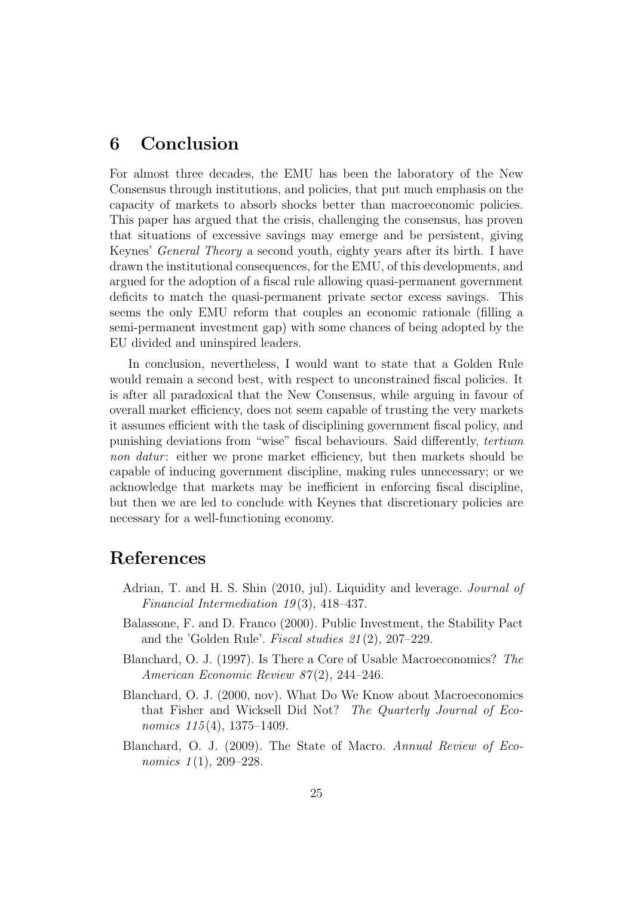## 6 Conclusion

For almost three decades, the EMU has been the laboratory of the New Consensus through institutions, and policies, that put much emphasis on the capacity of markets to absorb shocks better than macroeconomic policies. This paper has argued that the crisis, challenging the consensus, has proven that situations of excessive savings may emerge and be persistent, giving Keynes' *General Theory* a second youth, eighty years after its birth. I have drawn the institutional consequences, for the EMU, of this developments, and argued for the adoption of a fiscal rule allowing quasi-permanent government deficits to match the quasi-permanent private sector excess savings. This seems the only EMU reform that couples an economic rationale (filling a semi-permanent investment gap) with some chances of being adopted by the EU divided and uninspired leaders.

In conclusion, nevertheless, I would want to state that a Golden Rule would remain a second best, with respect to unconstrained fiscal policies. It is after all paradoxical that the New Consensus, while arguing in favour of overall market efficiency, does not seem capable of trusting the very markets it assumes efficient with the task of disciplining government fiscal policy, and punishing deviations from "wise" fiscal behaviours. Said differently, *tertium non datur*: either we prone market efficiency, but then markets should be capable of inducing government discipline, making rules unnecessary; or we acknowledge that markets may be inefficient in enforcing fiscal discipline, but then we are led to conclude with Keynes that discretionary policies are necessary for a well-functioning economy.

## References

Adrian, T. and H. S. Shin (2010, jul). Liquidity and leverage. *Journal of Financial Intermediation 19*(3), 418–437.

Balassone, F. and D. Franco (2000). Public Investment, the Stability Pact and the 'Golden Rule'. *Fiscal studies 21*(2), 207–229.

Blanchard, O. J. (1997). Is There a Core of Usable Macroeconomics? *The American Economic Review 87*(2), 244–246.

Blanchard, O. J. (2000, nov). What Do We Know about Macroeconomics that Fisher and Wicksell Did Not? *The Quarterly Journal of Economics 115*(4), 1375–1409.

Blanchard, O. J. (2009). The State of Macro. *Annual Review of Economics 1*(1), 209–228.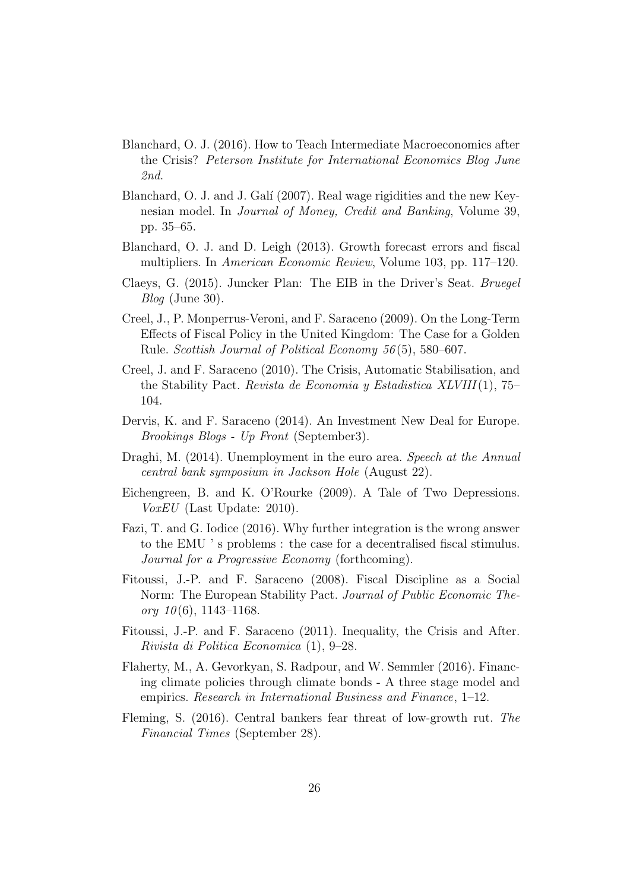Blanchard, O. J. (2016). How to Teach Intermediate Macroeconomics after the Crisis? *Peterson Institute for International Economics Blog June 2nd*.

Blanchard, O. J. and J. Galí (2007). Real wage rigidities and the new Keynesian model. In *Journal of Money, Credit and Banking*, Volume 39, pp. 35–65.

Blanchard, O. J. and D. Leigh (2013). Growth forecast errors and fiscal multipliers. In *American Economic Review*, Volume 103, pp. 117–120.

Claeys, G. (2015). Juncker Plan: The EIB in the Driver's Seat. *Bruegel Blog* (June 30).

Creel, J., P. Monperrus-Veroni, and F. Saraceno (2009). On the Long-Term Effects of Fiscal Policy in the United Kingdom: The Case for a Golden Rule. *Scottish Journal of Political Economy 56*(5), 580–607.

Creel, J. and F. Saraceno (2010). The Crisis, Automatic Stabilisation, and the Stability Pact. *Revista de Economia y Estadistica XLVIII*(1), 75–104.

Dervis, K. and F. Saraceno (2014). An Investment New Deal for Europe. *Brookings Blogs - Up Front* (September3).

Draghi, M. (2014). Unemployment in the euro area. *Speech at the Annual central bank symposium in Jackson Hole* (August 22).

Eichengreen, B. and K. O'Rourke (2009). A Tale of Two Depressions. *VoxEU* (Last Update: 2010).

Fazi, T. and G. Iodice (2016). Why further integration is the wrong answer to the EMU ' s problems : the case for a decentralised fiscal stimulus. *Journal for a Progressive Economy* (forthcoming).

Fitoussi, J.-P. and F. Saraceno (2008). Fiscal Discipline as a Social Norm: The European Stability Pact. *Journal of Public Economic Theory 10*(6), 1143–1168.

Fitoussi, J.-P. and F. Saraceno (2011). Inequality, the Crisis and After. *Rivista di Politica Economica* (1), 9–28.

Flaherty, M., A. Gevorkyan, S. Radpour, and W. Semmler (2016). Financing climate policies through climate bonds - A three stage model and empirics. *Research in International Business and Finance*, 1–12.

Fleming, S. (2016). Central bankers fear threat of low-growth rut. *The Financial Times* (September 28).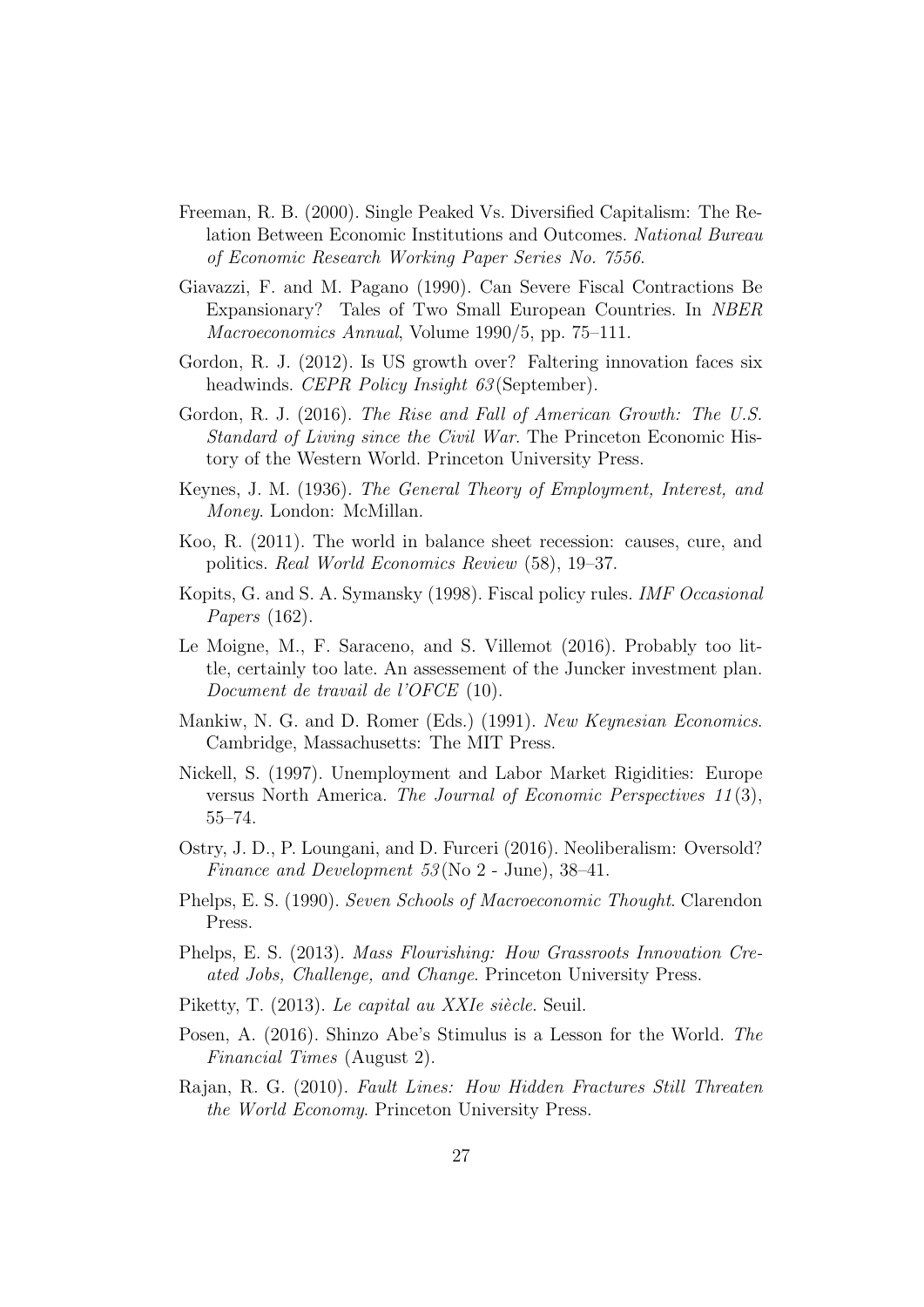Freeman, R. B. (2000). Single Peaked Vs. Diversified Capitalism: The Relation Between Economic Institutions and Outcomes. *National Bureau of Economic Research Working Paper Series No. 7556*.

Giavazzi, F. and M. Pagano (1990). Can Severe Fiscal Contractions Be Expansionary? Tales of Two Small European Countries. In *NBER Macroeconomics Annual*, Volume 1990/5, pp. 75–111.

Gordon, R. J. (2012). Is US growth over? Faltering innovation faces six headwinds. *CEPR Policy Insight 63*(September).

Gordon, R. J. (2016). *The Rise and Fall of American Growth: The U.S. Standard of Living since the Civil War*. The Princeton Economic History of the Western World. Princeton University Press.

Keynes, J. M. (1936). *The General Theory of Employment, Interest, and Money*. London: McMillan.

Koo, R. (2011). The world in balance sheet recession: causes, cure, and politics. *Real World Economics Review* (58), 19–37.

Kopits, G. and S. A. Symansky (1998). Fiscal policy rules. *IMF Occasional Papers* (162).

Le Moigne, M., F. Saraceno, and S. Villemot (2016). Probably too little, certainly too late. An assessement of the Juncker investment plan. *Document de travail de l'OFCE* (10).

Mankiw, N. G. and D. Romer (Eds.) (1991). *New Keynesian Economics*. Cambridge, Massachusetts: The MIT Press.

Nickell, S. (1997). Unemployment and Labor Market Rigidities: Europe versus North America. *The Journal of Economic Perspectives 11*(3), 55–74.

Ostry, J. D., P. Loungani, and D. Furceri (2016). Neoliberalism: Oversold? *Finance and Development 53*(No 2 - June), 38–41.

Phelps, E. S. (1990). *Seven Schools of Macroeconomic Thought*. Clarendon Press.

Phelps, E. S. (2013). *Mass Flourishing: How Grassroots Innovation Created Jobs, Challenge, and Change*. Princeton University Press.

Piketty, T. (2013). *Le capital au XXIe siècle*. Seuil.

Posen, A. (2016). Shinzo Abe's Stimulus is a Lesson for the World. *The Financial Times* (August 2).

Rajan, R. G. (2010). *Fault Lines: How Hidden Fractures Still Threaten the World Economy*. Princeton University Press.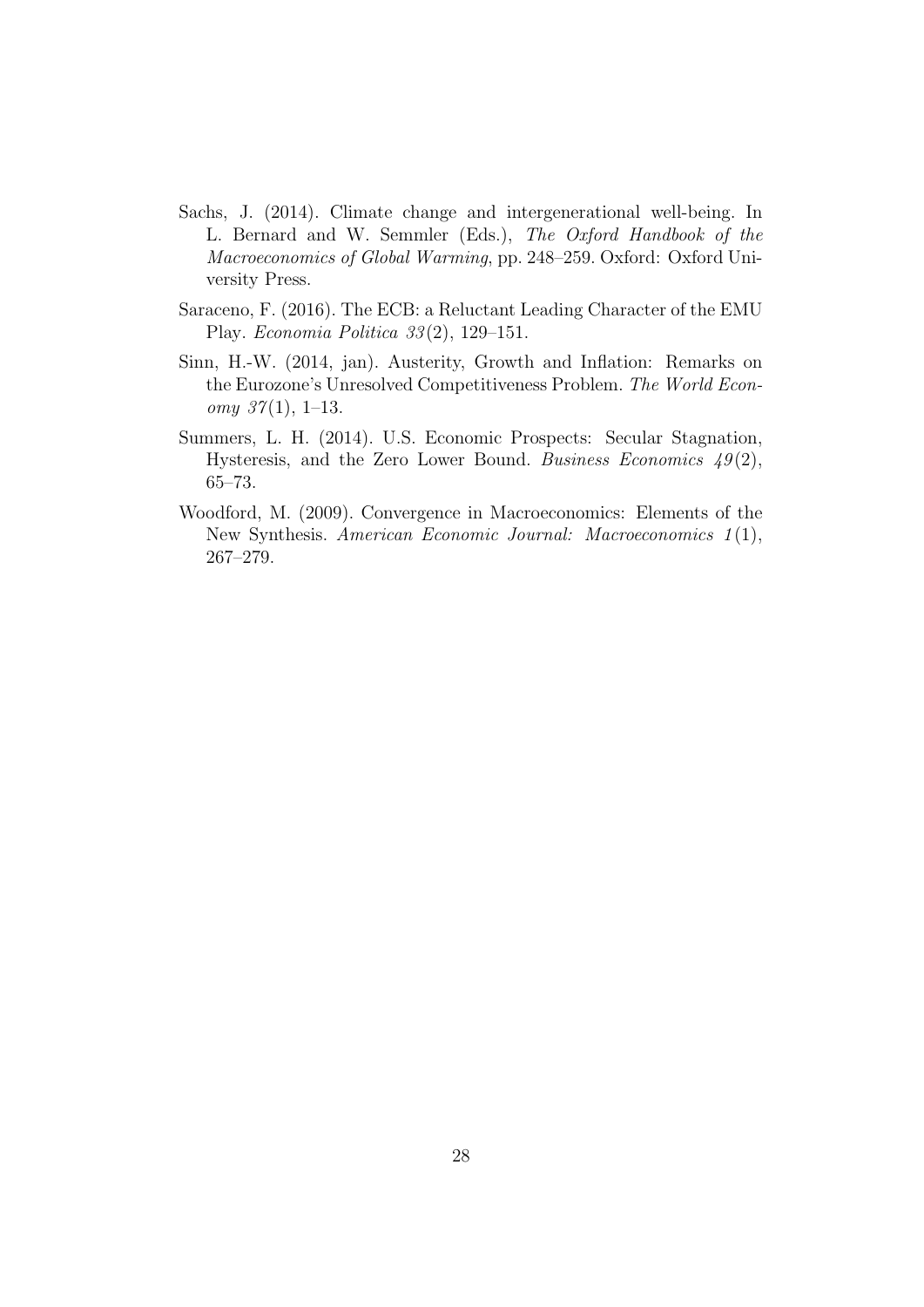Sachs, J. (2014). Climate change and intergenerational well-being. In L. Bernard and W. Semmler (Eds.), *The Oxford Handbook of the Macroeconomics of Global Warming*, pp. 248–259. Oxford: Oxford University Press.

Saraceno, F. (2016). The ECB: a Reluctant Leading Character of the EMU Play. *Economia Politica 33*(2), 129–151.

Sinn, H.-W. (2014, jan). Austerity, Growth and Inflation: Remarks on the Eurozone's Unresolved Competitiveness Problem. *The World Economy 37*(1), 1–13.

Summers, L. H. (2014). U.S. Economic Prospects: Secular Stagnation, Hysteresis, and the Zero Lower Bound. *Business Economics 49*(2), 65–73.

Woodford, M. (2009). Convergence in Macroeconomics: Elements of the New Synthesis. *American Economic Journal: Macroeconomics 1*(1), 267–279.